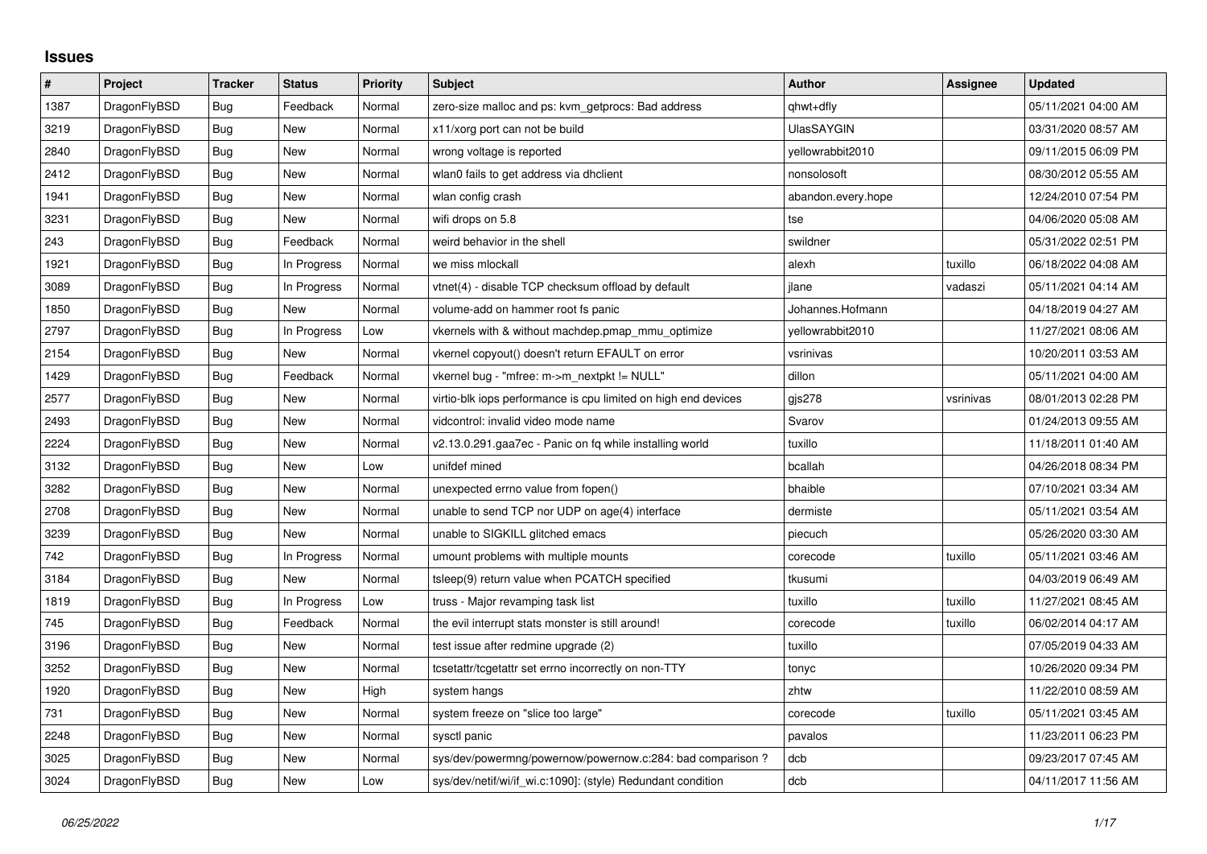# Issues

| # | Project | Tracker | Status | Priority | Subject | Author | Assignee | Updated |
|---|---|---|---|---|---|---|---|---|
| 1387 | DragonFlyBSD | Bug | Feedback | Normal | zero-size malloc and ps: kvm_getprocs: Bad address | qhwt+dfly | | 05/11/2021 04:00 AM |
| 3219 | DragonFlyBSD | Bug | New | Normal | x11/xorg port can not be build | UlasSAYGIN | | 03/31/2020 08:57 AM |
| 2840 | DragonFlyBSD | Bug | New | Normal | wrong voltage is reported | yellowrabbit2010 | | 09/11/2015 06:09 PM |
| 2412 | DragonFlyBSD | Bug | New | Normal | wlan0 fails to get address via dhclient | nonsolosoft | | 08/30/2012 05:55 AM |
| 1941 | DragonFlyBSD | Bug | New | Normal | wlan config crash | abandon.every.hope | | 12/24/2010 07:54 PM |
| 3231 | DragonFlyBSD | Bug | New | Normal | wifi drops on 5.8 | tse | | 04/06/2020 05:08 AM |
| 243 | DragonFlyBSD | Bug | Feedback | Normal | weird behavior in the shell | swildner | | 05/31/2022 02:51 PM |
| 1921 | DragonFlyBSD | Bug | In Progress | Normal | we miss mlockall | alexh | tuxillo | 06/18/2022 04:08 AM |
| 3089 | DragonFlyBSD | Bug | In Progress | Normal | vtnet(4) - disable TCP checksum offload by default | jlane | vadaszi | 05/11/2021 04:14 AM |
| 1850 | DragonFlyBSD | Bug | New | Normal | volume-add on hammer root fs panic | Johannes.Hofmann | | 04/18/2019 04:27 AM |
| 2797 | DragonFlyBSD | Bug | In Progress | Low | vkernels with & without machdep.pmap_mmu_optimize | yellowrabbit2010 | | 11/27/2021 08:06 AM |
| 2154 | DragonFlyBSD | Bug | New | Normal | vkernel copyout() doesn't return EFAULT on error | vsrinivas | | 10/20/2011 03:53 AM |
| 1429 | DragonFlyBSD | Bug | Feedback | Normal | vkernel bug - "mfree: m->m_nextpkt != NULL" | dillon | | 05/11/2021 04:00 AM |
| 2577 | DragonFlyBSD | Bug | New | Normal | virtio-blk iops performance is cpu limited on high end devices | gjs278 | vsrinivas | 08/01/2013 02:28 PM |
| 2493 | DragonFlyBSD | Bug | New | Normal | vidcontrol: invalid video mode name | Svarov | | 01/24/2013 09:55 AM |
| 2224 | DragonFlyBSD | Bug | New | Normal | v2.13.0.291.gaa7ec - Panic on fq while installing world | tuxillo | | 11/18/2011 01:40 AM |
| 3132 | DragonFlyBSD | Bug | New | Low | unifdef mined | bcallah | | 04/26/2018 08:34 PM |
| 3282 | DragonFlyBSD | Bug | New | Normal | unexpected errno value from fopen() | bhaible | | 07/10/2021 03:34 AM |
| 2708 | DragonFlyBSD | Bug | New | Normal | unable to send TCP nor UDP on age(4) interface | dermiste | | 05/11/2021 03:54 AM |
| 3239 | DragonFlyBSD | Bug | New | Normal | unable to SIGKILL glitched emacs | piecuch | | 05/26/2020 03:30 AM |
| 742 | DragonFlyBSD | Bug | In Progress | Normal | umount problems with multiple mounts | corecode | tuxillo | 05/11/2021 03:46 AM |
| 3184 | DragonFlyBSD | Bug | New | Normal | tsleep(9) return value when PCATCH specified | tkusumi | | 04/03/2019 06:49 AM |
| 1819 | DragonFlyBSD | Bug | In Progress | Low | truss - Major revamping task list | tuxillo | tuxillo | 11/27/2021 08:45 AM |
| 745 | DragonFlyBSD | Bug | Feedback | Normal | the evil interrupt stats monster is still around! | corecode | tuxillo | 06/02/2014 04:17 AM |
| 3196 | DragonFlyBSD | Bug | New | Normal | test issue after redmine upgrade (2) | tuxillo | | 07/05/2019 04:33 AM |
| 3252 | DragonFlyBSD | Bug | New | Normal | tcsetattr/tcgetattr set errno incorrectly on non-TTY | tonyc | | 10/26/2020 09:34 PM |
| 1920 | DragonFlyBSD | Bug | New | High | system hangs | zhtw | | 11/22/2010 08:59 AM |
| 731 | DragonFlyBSD | Bug | New | Normal | system freeze on "slice too large" | corecode | tuxillo | 05/11/2021 03:45 AM |
| 2248 | DragonFlyBSD | Bug | New | Normal | sysctl panic | pavalos | | 11/23/2011 06:23 PM |
| 3025 | DragonFlyBSD | Bug | New | Normal | sys/dev/powermng/powernow/powernow.c:284: bad comparison ? | dcb | | 09/23/2017 07:45 AM |
| 3024 | DragonFlyBSD | Bug | New | Low | sys/dev/netif/wi/if_wi.c:1090]: (style) Redundant condition | dcb | | 04/11/2017 11:56 AM |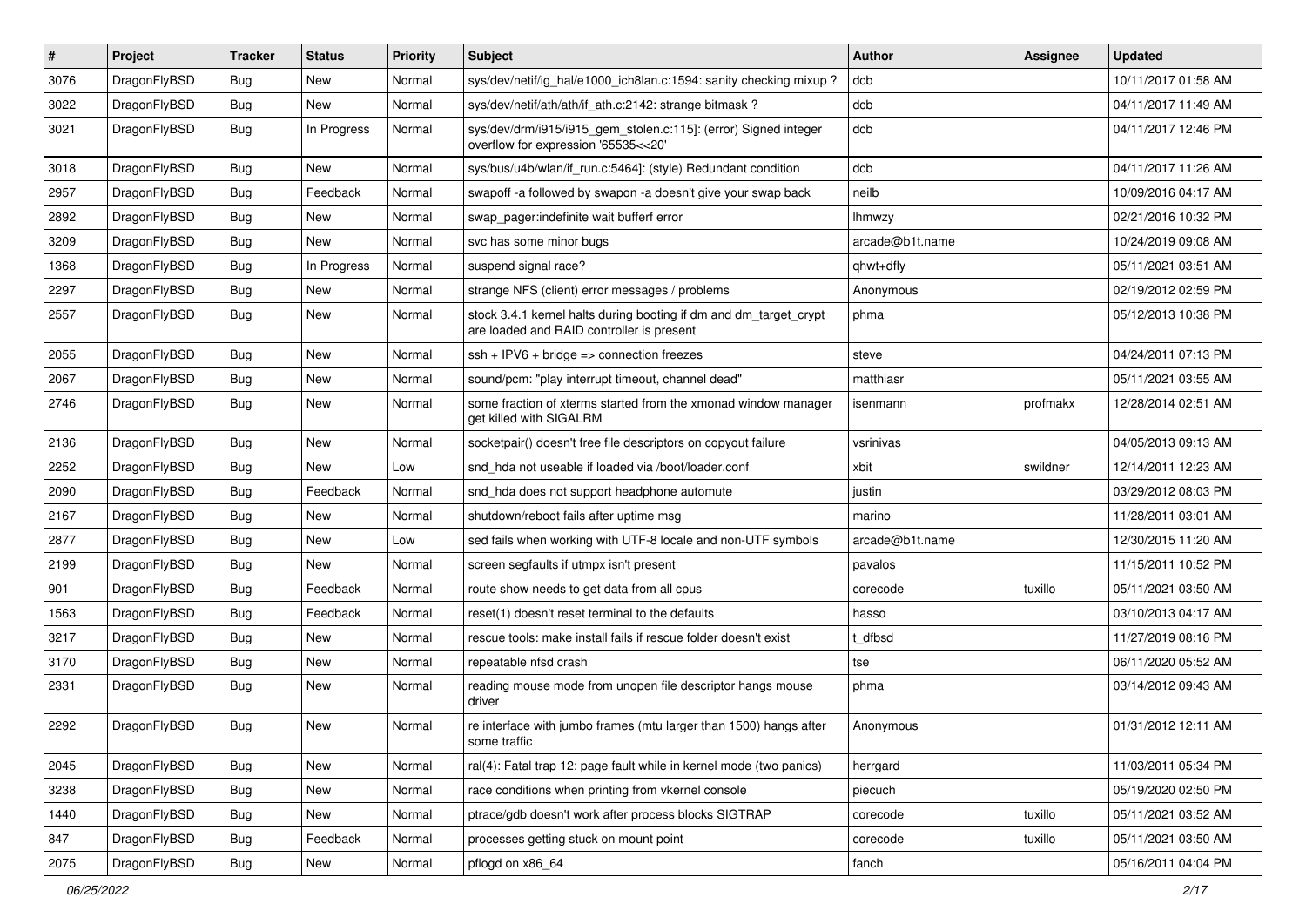| # | Project | Tracker | Status | Priority | Subject | Author | Assignee | Updated |
|---|---|---|---|---|---|---|---|---|
| 3076 | DragonFlyBSD | Bug | New | Normal | sys/dev/netif/ig_hal/e1000_ich8lan.c:1594: sanity checking mixup ? | dcb | | 10/11/2017 01:58 AM |
| 3022 | DragonFlyBSD | Bug | New | Normal | sys/dev/netif/ath/ath/if_ath.c:2142: strange bitmask ? | dcb | | 04/11/2017 11:49 AM |
| 3021 | DragonFlyBSD | Bug | In Progress | Normal | sys/dev/drm/i915/i915_gem_stolen.c:115]: (error) Signed integer overflow for expression '65535<<20' | dcb | | 04/11/2017 12:46 PM |
| 3018 | DragonFlyBSD | Bug | New | Normal | sys/bus/u4b/wlan/if_run.c:5464]: (style) Redundant condition | dcb | | 04/11/2017 11:26 AM |
| 2957 | DragonFlyBSD | Bug | Feedback | Normal | swapoff -a followed by swapon -a doesn't give your swap back | neilb | | 10/09/2016 04:17 AM |
| 2892 | DragonFlyBSD | Bug | New | Normal | swap_pager:indefinite wait bufferf error | lhmwzy | | 02/21/2016 10:32 PM |
| 3209 | DragonFlyBSD | Bug | New | Normal | svc has some minor bugs | arcade@b1t.name | | 10/24/2019 09:08 AM |
| 1368 | DragonFlyBSD | Bug | In Progress | Normal | suspend signal race? | qhwt+dfly | | 05/11/2021 03:51 AM |
| 2297 | DragonFlyBSD | Bug | New | Normal | strange NFS (client) error messages / problems | Anonymous | | 02/19/2012 02:59 PM |
| 2557 | DragonFlyBSD | Bug | New | Normal | stock 3.4.1 kernel halts during booting if dm and dm_target_crypt are loaded and RAID controller is present | phma | | 05/12/2013 10:38 PM |
| 2055 | DragonFlyBSD | Bug | New | Normal | ssh + IPV6 + bridge => connection freezes | steve | | 04/24/2011 07:13 PM |
| 2067 | DragonFlyBSD | Bug | New | Normal | sound/pcm: "play interrupt timeout, channel dead" | matthiasr | | 05/11/2021 03:55 AM |
| 2746 | DragonFlyBSD | Bug | New | Normal | some fraction of xterms started from the xmonad window manager get killed with SIGALRM | isenmann | profmakx | 12/28/2014 02:51 AM |
| 2136 | DragonFlyBSD | Bug | New | Normal | socketpair() doesn't free file descriptors on copyout failure | vsrinivas | | 04/05/2013 09:13 AM |
| 2252 | DragonFlyBSD | Bug | New | Low | snd_hda not useable if loaded via /boot/loader.conf | xbit | swildner | 12/14/2011 12:23 AM |
| 2090 | DragonFlyBSD | Bug | Feedback | Normal | snd_hda does not support headphone automute | justin | | 03/29/2012 08:03 PM |
| 2167 | DragonFlyBSD | Bug | New | Normal | shutdown/reboot fails after uptime msg | marino | | 11/28/2011 03:01 AM |
| 2877 | DragonFlyBSD | Bug | New | Low | sed fails when working with UTF-8 locale and non-UTF symbols | arcade@b1t.name | | 12/30/2015 11:20 AM |
| 2199 | DragonFlyBSD | Bug | New | Normal | screen segfaults if utmpx isn't present | pavalos | | 11/15/2011 10:52 PM |
| 901 | DragonFlyBSD | Bug | Feedback | Normal | route show needs to get data from all cpus | corecode | tuxillo | 05/11/2021 03:50 AM |
| 1563 | DragonFlyBSD | Bug | Feedback | Normal | reset(1) doesn't reset terminal to the defaults | hasso | | 03/10/2013 04:17 AM |
| 3217 | DragonFlyBSD | Bug | New | Normal | rescue tools: make install fails if rescue folder doesn't exist | t_dfbsd | | 11/27/2019 08:16 PM |
| 3170 | DragonFlyBSD | Bug | New | Normal | repeatable nfsd crash | tse | | 06/11/2020 05:52 AM |
| 2331 | DragonFlyBSD | Bug | New | Normal | reading mouse mode from unopen file descriptor hangs mouse driver | phma | | 03/14/2012 09:43 AM |
| 2292 | DragonFlyBSD | Bug | New | Normal | re interface with jumbo frames (mtu larger than 1500) hangs after some traffic | Anonymous | | 01/31/2012 12:11 AM |
| 2045 | DragonFlyBSD | Bug | New | Normal | ral(4): Fatal trap 12: page fault while in kernel mode (two panics) | herrgard | | 11/03/2011 05:34 PM |
| 3238 | DragonFlyBSD | Bug | New | Normal | race conditions when printing from vkernel console | piecuch | | 05/19/2020 02:50 PM |
| 1440 | DragonFlyBSD | Bug | New | Normal | ptrace/gdb doesn't work after process blocks SIGTRAP | corecode | tuxillo | 05/11/2021 03:52 AM |
| 847 | DragonFlyBSD | Bug | Feedback | Normal | processes getting stuck on mount point | corecode | tuxillo | 05/11/2021 03:50 AM |
| 2075 | DragonFlyBSD | Bug | New | Normal | pflogd on x86_64 | fanch | | 05/16/2011 04:04 PM |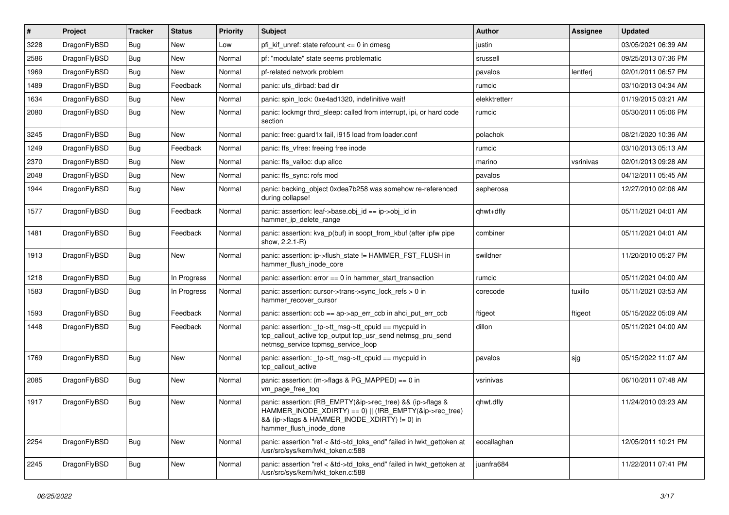| # | Project | Tracker | Status | Priority | Subject | Author | Assignee | Updated |
|---|---|---|---|---|---|---|---|---|
| 3228 | DragonFlyBSD | Bug | New | Low | pfi_kif_unref: state refcount <= 0 in dmesg | justin | | 03/05/2021 06:39 AM |
| 2586 | DragonFlyBSD | Bug | New | Normal | pf: "modulate" state seems problematic | srussell | | 09/25/2013 07:36 PM |
| 1969 | DragonFlyBSD | Bug | New | Normal | pf-related network problem | pavalos | lentferj | 02/01/2011 06:57 PM |
| 1489 | DragonFlyBSD | Bug | Feedback | Normal | panic: ufs_dirbad: bad dir | rumcic | | 03/10/2013 04:34 AM |
| 1634 | DragonFlyBSD | Bug | New | Normal | panic: spin_lock: 0xe4ad1320, indefinitive wait! | elekktretterr | | 01/19/2015 03:21 AM |
| 2080 | DragonFlyBSD | Bug | New | Normal | panic: lockmgr thrd_sleep: called from interrupt, ipi, or hard code section | rumcic | | 05/30/2011 05:06 PM |
| 3245 | DragonFlyBSD | Bug | New | Normal | panic: free: guard1x fail, i915 load from loader.conf | polachok | | 08/21/2020 10:36 AM |
| 1249 | DragonFlyBSD | Bug | Feedback | Normal | panic: ffs_vfree: freeing free inode | rumcic | | 03/10/2013 05:13 AM |
| 2370 | DragonFlyBSD | Bug | New | Normal | panic: ffs_valloc: dup alloc | marino | vsrinivas | 02/01/2013 09:28 AM |
| 2048 | DragonFlyBSD | Bug | New | Normal | panic: ffs_sync: rofs mod | pavalos | | 04/12/2011 05:45 AM |
| 1944 | DragonFlyBSD | Bug | New | Normal | panic: backing_object 0xdea7b258 was somehow re-referenced during collapse! | sepherosa | | 12/27/2010 02:06 AM |
| 1577 | DragonFlyBSD | Bug | Feedback | Normal | panic: assertion: leaf->base.obj_id == ip->obj_id in hammer_ip_delete_range | qhwt+dfly | | 05/11/2021 04:01 AM |
| 1481 | DragonFlyBSD | Bug | Feedback | Normal | panic: assertion: kva_p(buf) in soopt_from_kbuf (after ipfw pipe show, 2.2.1-R) | combiner | | 05/11/2021 04:01 AM |
| 1913 | DragonFlyBSD | Bug | New | Normal | panic: assertion: ip->flush_state != HAMMER_FST_FLUSH in hammer_flush_inode_core | swildner | | 11/20/2010 05:27 PM |
| 1218 | DragonFlyBSD | Bug | In Progress | Normal | panic: assertion: error == 0 in hammer_start_transaction | rumcic | | 05/11/2021 04:00 AM |
| 1583 | DragonFlyBSD | Bug | In Progress | Normal | panic: assertion: cursor->trans->sync_lock_refs > 0 in hammer_recover_cursor | corecode | tuxillo | 05/11/2021 03:53 AM |
| 1593 | DragonFlyBSD | Bug | Feedback | Normal | panic: assertion: ccb == ap->ap_err_ccb in ahci_put_err_ccb | ftigeot | ftigeot | 05/15/2022 05:09 AM |
| 1448 | DragonFlyBSD | Bug | Feedback | Normal | panic: assertion: _tp->tt_msg->tt_cpuid == mycpuid in tcp_callout_active tcp_output tcp_usr_send netmsg_pru_send netmsg_service tcpmsg_service_loop | dillon | | 05/11/2021 04:00 AM |
| 1769 | DragonFlyBSD | Bug | New | Normal | panic: assertion: _tp->tt_msg->tt_cpuid == mycpuid in tcp_callout_active | pavalos | sjg | 05/15/2022 11:07 AM |
| 2085 | DragonFlyBSD | Bug | New | Normal | panic: assertion: (m->flags & PG_MAPPED) == 0 in vm_page_free_toq | vsrinivas | | 06/10/2011 07:48 AM |
| 1917 | DragonFlyBSD | Bug | New | Normal | panic: assertion: (RB_EMPTY(&ip->rec_tree) && (ip->flags & HAMMER_INODE_XDIRTY) == 0) \|\| (!RB_EMPTY(&ip->rec_tree) && (ip->flags & HAMMER_INODE_XDIRTY) != 0) in hammer_flush_inode_done | qhwt.dfly | | 11/24/2010 03:23 AM |
| 2254 | DragonFlyBSD | Bug | New | Normal | panic: assertion "ref < &td->td_toks_end" failed in lwkt_gettoken at /usr/src/sys/kern/lwkt_token.c:588 | eocallaghan | | 12/05/2011 10:21 PM |
| 2245 | DragonFlyBSD | Bug | New | Normal | panic: assertion "ref < &td->td_toks_end" failed in lwkt_gettoken at /usr/src/sys/kern/lwkt_token.c:588 | juanfra684 | | 11/22/2011 07:41 PM |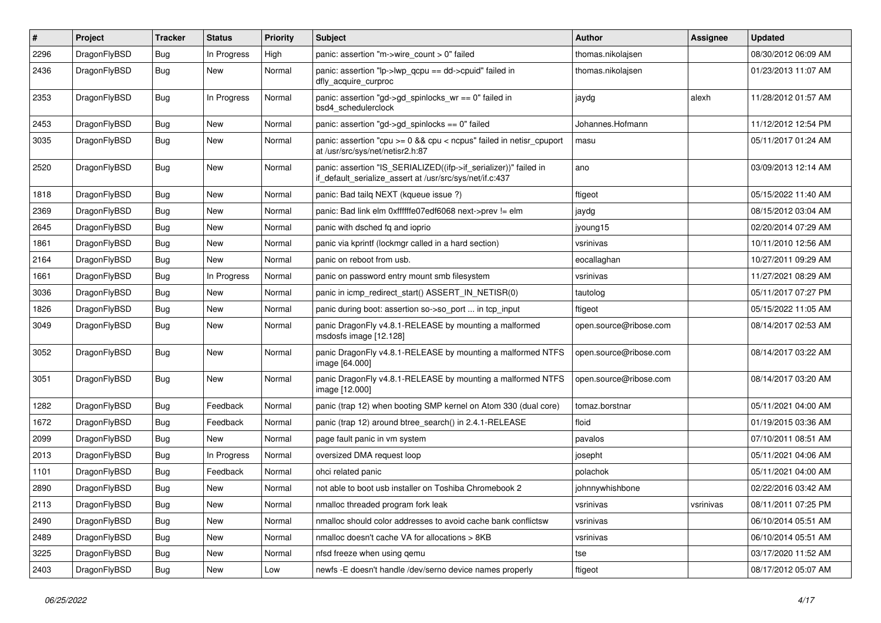| # | Project | Tracker | Status | Priority | Subject | Author | Assignee | Updated |
|---|---|---|---|---|---|---|---|---|
| 2296 | DragonFlyBSD | Bug | In Progress | High | panic: assertion "m->wire_count > 0" failed | thomas.nikolajsen | | 08/30/2012 06:09 AM |
| 2436 | DragonFlyBSD | Bug | New | Normal | panic: assertion "lp->lwp_qcpu == dd->cpuid" failed in dfly_acquire_curproc | thomas.nikolajsen | | 01/23/2013 11:07 AM |
| 2353 | DragonFlyBSD | Bug | In Progress | Normal | panic: assertion "gd->gd_spinlocks_wr == 0" failed in bsd4_schedulerclock | jaydg | alexh | 11/28/2012 01:57 AM |
| 2453 | DragonFlyBSD | Bug | New | Normal | panic: assertion "gd->gd_spinlocks == 0" failed | Johannes.Hofmann | | 11/12/2012 12:54 PM |
| 3035 | DragonFlyBSD | Bug | New | Normal | panic: assertion "cpu >= 0 && cpu < ncpus" failed in netisr_cpuport at /usr/src/sys/net/netisr2.h:87 | masu | | 05/11/2017 01:24 AM |
| 2520 | DragonFlyBSD | Bug | New | Normal | panic: assertion "IS_SERIALIZED((ifp->if_serializer))" failed in if_default_serialize_assert at /usr/src/sys/net/if.c:437 | ano | | 03/09/2013 12:14 AM |
| 1818 | DragonFlyBSD | Bug | New | Normal | panic: Bad tailq NEXT (kqueue issue ?) | ftigeot | | 05/15/2022 11:40 AM |
| 2369 | DragonFlyBSD | Bug | New | Normal | panic: Bad link elm 0xffffffe07edf6068 next->prev != elm | jaydg | | 08/15/2012 03:04 AM |
| 2645 | DragonFlyBSD | Bug | New | Normal | panic with dsched fq and ioprio | jyoung15 | | 02/20/2014 07:29 AM |
| 1861 | DragonFlyBSD | Bug | New | Normal | panic via kprintf (lockmgr called in a hard section) | vsrinivas | | 10/11/2010 12:56 AM |
| 2164 | DragonFlyBSD | Bug | New | Normal | panic on reboot from usb. | eocallaghan | | 10/27/2011 09:29 AM |
| 1661 | DragonFlyBSD | Bug | In Progress | Normal | panic on password entry mount smb filesystem | vsrinivas | | 11/27/2021 08:29 AM |
| 3036 | DragonFlyBSD | Bug | New | Normal | panic in icmp_redirect_start() ASSERT_IN_NETISR(0) | tautolog | | 05/11/2017 07:27 PM |
| 1826 | DragonFlyBSD | Bug | New | Normal | panic during boot: assertion so->so_port ... in tcp_input | ftigeot | | 05/15/2022 11:05 AM |
| 3049 | DragonFlyBSD | Bug | New | Normal | panic DragonFly v4.8.1-RELEASE by mounting a malformed msdosfs image [12.128] | open.source@ribose.com | | 08/14/2017 02:53 AM |
| 3052 | DragonFlyBSD | Bug | New | Normal | panic DragonFly v4.8.1-RELEASE by mounting a malformed NTFS image [64.000] | open.source@ribose.com | | 08/14/2017 03:22 AM |
| 3051 | DragonFlyBSD | Bug | New | Normal | panic DragonFly v4.8.1-RELEASE by mounting a malformed NTFS image [12.000] | open.source@ribose.com | | 08/14/2017 03:20 AM |
| 1282 | DragonFlyBSD | Bug | Feedback | Normal | panic (trap 12) when booting SMP kernel on Atom 330 (dual core) | tomaz.borstnar | | 05/11/2021 04:00 AM |
| 1672 | DragonFlyBSD | Bug | Feedback | Normal | panic (trap 12) around btree_search() in 2.4.1-RELEASE | floid | | 01/19/2015 03:36 AM |
| 2099 | DragonFlyBSD | Bug | New | Normal | page fault panic in vm system | pavalos | | 07/10/2011 08:51 AM |
| 2013 | DragonFlyBSD | Bug | In Progress | Normal | oversized DMA request loop | josepht | | 05/11/2021 04:06 AM |
| 1101 | DragonFlyBSD | Bug | Feedback | Normal | ohci related panic | polachok | | 05/11/2021 04:00 AM |
| 2890 | DragonFlyBSD | Bug | New | Normal | not able to boot usb installer on Toshiba Chromebook 2 | johnnywhishbone | | 02/22/2016 03:42 AM |
| 2113 | DragonFlyBSD | Bug | New | Normal | nmalloc threaded program fork leak | vsrinivas | vsrinivas | 08/11/2011 07:25 PM |
| 2490 | DragonFlyBSD | Bug | New | Normal | nmalloc should color addresses to avoid cache bank conflictsw | vsrinivas | | 06/10/2014 05:51 AM |
| 2489 | DragonFlyBSD | Bug | New | Normal | nmalloc doesn't cache VA for allocations > 8KB | vsrinivas | | 06/10/2014 05:51 AM |
| 3225 | DragonFlyBSD | Bug | New | Normal | nfsd freeze when using qemu | tse | | 03/17/2020 11:52 AM |
| 2403 | DragonFlyBSD | Bug | New | Low | newfs -E doesn't handle /dev/serno device names properly | ftigeot | | 08/17/2012 05:07 AM |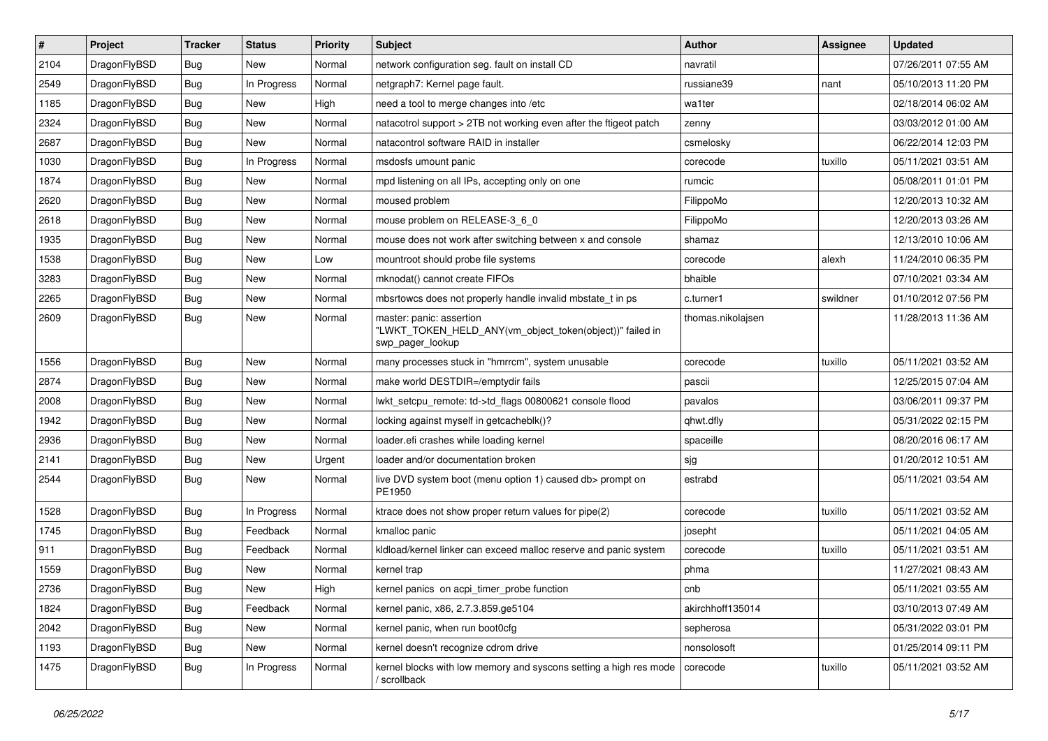| # | Project | Tracker | Status | Priority | Subject | Author | Assignee | Updated |
| --- | --- | --- | --- | --- | --- | --- | --- | --- |
| 2104 | DragonFlyBSD | Bug | New | Normal | network configuration seg. fault on install CD | navratil | | 07/26/2011 07:55 AM |
| 2549 | DragonFlyBSD | Bug | In Progress | Normal | netgraph7: Kernel page fault. | russiane39 | nant | 05/10/2013 11:20 PM |
| 1185 | DragonFlyBSD | Bug | New | High | need a tool to merge changes into /etc | wa1ter | | 02/18/2014 06:02 AM |
| 2324 | DragonFlyBSD | Bug | New | Normal | natacotrol support > 2TB not working even after the ftigeot patch | zenny | | 03/03/2012 01:00 AM |
| 2687 | DragonFlyBSD | Bug | New | Normal | natacontrol software RAID in installer | csmelosky | | 06/22/2014 12:03 PM |
| 1030 | DragonFlyBSD | Bug | In Progress | Normal | msdosfs umount panic | corecode | tuxillo | 05/11/2021 03:51 AM |
| 1874 | DragonFlyBSD | Bug | New | Normal | mpd listening on all IPs, accepting only on one | rumcic | | 05/08/2011 01:01 PM |
| 2620 | DragonFlyBSD | Bug | New | Normal | moused problem | FilippoMo | | 12/20/2013 10:32 AM |
| 2618 | DragonFlyBSD | Bug | New | Normal | mouse problem on RELEASE-3_6_0 | FilippoMo | | 12/20/2013 03:26 AM |
| 1935 | DragonFlyBSD | Bug | New | Normal | mouse does not work after switching between x and console | shamaz | | 12/13/2010 10:06 AM |
| 1538 | DragonFlyBSD | Bug | New | Low | mountroot should probe file systems | corecode | alexh | 11/24/2010 06:35 PM |
| 3283 | DragonFlyBSD | Bug | New | Normal | mknodat() cannot create FIFOs | bhaible | | 07/10/2021 03:34 AM |
| 2265 | DragonFlyBSD | Bug | New | Normal | mbsrtowcs does not properly handle invalid mbstate_t in ps | c.turner1 | swildner | 01/10/2012 07:56 PM |
| 2609 | DragonFlyBSD | Bug | New | Normal | master: panic: assertion "LWKT_TOKEN_HELD_ANY(vm_object_token(object))" failed in swp_pager_lookup | thomas.nikolajsen | | 11/28/2013 11:36 AM |
| 1556 | DragonFlyBSD | Bug | New | Normal | many processes stuck in "hmrrcm", system unusable | corecode | tuxillo | 05/11/2021 03:52 AM |
| 2874 | DragonFlyBSD | Bug | New | Normal | make world DESTDIR=/emptydir fails | pascii | | 12/25/2015 07:04 AM |
| 2008 | DragonFlyBSD | Bug | New | Normal | lwkt_setcpu_remote: td->td_flags 00800621 console flood | pavalos | | 03/06/2011 09:37 PM |
| 1942 | DragonFlyBSD | Bug | New | Normal | locking against myself in getcacheblk()? | qhwt.dfly | | 05/31/2022 02:15 PM |
| 2936 | DragonFlyBSD | Bug | New | Normal | loader.efi crashes while loading kernel | spaceille | | 08/20/2016 06:17 AM |
| 2141 | DragonFlyBSD | Bug | New | Urgent | loader and/or documentation broken | sjg | | 01/20/2012 10:51 AM |
| 2544 | DragonFlyBSD | Bug | New | Normal | live DVD system boot (menu option 1) caused db> prompt on PE1950 | estrabd | | 05/11/2021 03:54 AM |
| 1528 | DragonFlyBSD | Bug | In Progress | Normal | ktrace does not show proper return values for pipe(2) | corecode | tuxillo | 05/11/2021 03:52 AM |
| 1745 | DragonFlyBSD | Bug | Feedback | Normal | kmalloc panic | josepht | | 05/11/2021 04:05 AM |
| 911 | DragonFlyBSD | Bug | Feedback | Normal | kldload/kernel linker can exceed malloc reserve and panic system | corecode | tuxillo | 05/11/2021 03:51 AM |
| 1559 | DragonFlyBSD | Bug | New | Normal | kernel trap | phma | | 11/27/2021 08:43 AM |
| 2736 | DragonFlyBSD | Bug | New | High | kernel panics on acpi_timer_probe function | cnb | | 05/11/2021 03:55 AM |
| 1824 | DragonFlyBSD | Bug | Feedback | Normal | kernel panic, x86, 2.7.3.859.ge5104 | akirchhoff135014 | | 03/10/2013 07:49 AM |
| 2042 | DragonFlyBSD | Bug | New | Normal | kernel panic, when run boot0cfg | sepherosa | | 05/31/2022 03:01 PM |
| 1193 | DragonFlyBSD | Bug | New | Normal | kernel doesn't recognize cdrom drive | nonsolosoft | | 01/25/2014 09:11 PM |
| 1475 | DragonFlyBSD | Bug | In Progress | Normal | kernel blocks with low memory and syscons setting a high res mode / scrollback | corecode | tuxillo | 05/11/2021 03:52 AM |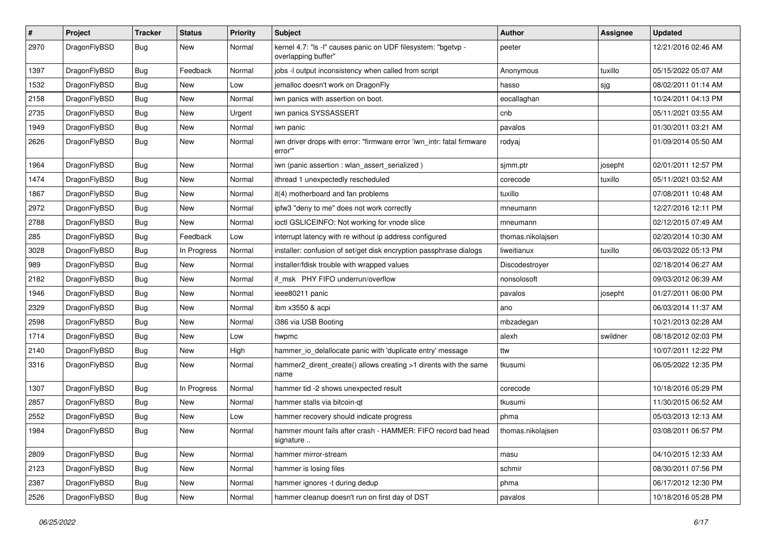| # | Project | Tracker | Status | Priority | Subject | Author | Assignee | Updated |
|---|---|---|---|---|---|---|---|---|
| 2970 | DragonFlyBSD | Bug | New | Normal | kernel 4.7: "ls -l" causes panic on UDF filesystem: "bgetvp - overlapping buffer" | peeter | | 12/21/2016 02:46 AM |
| 1397 | DragonFlyBSD | Bug | Feedback | Normal | jobs -l output inconsistency when called from script | Anonymous | tuxillo | 05/15/2022 05:07 AM |
| 1532 | DragonFlyBSD | Bug | New | Low | jemalloc doesn't work on DragonFly | hasso | sjg | 08/02/2011 01:14 AM |
| 2158 | DragonFlyBSD | Bug | New | Normal | iwn panics with assertion on boot. | eocallaghan | | 10/24/2011 04:13 PM |
| 2735 | DragonFlyBSD | Bug | New | Urgent | iwn panics SYSSASSERT | cnb | | 05/11/2021 03:55 AM |
| 1949 | DragonFlyBSD | Bug | New | Normal | iwn panic | pavalos | | 01/30/2011 03:21 AM |
| 2626 | DragonFlyBSD | Bug | New | Normal | iwn driver drops with error: "firmware error 'iwn_intr: fatal firmware error'" | rodyaj | | 01/09/2014 05:50 AM |
| 1964 | DragonFlyBSD | Bug | New | Normal | iwn (panic assertion : wlan_assert_serialized ) | sjmm.ptr | josepht | 02/01/2011 12:57 PM |
| 1474 | DragonFlyBSD | Bug | New | Normal | ithread 1 unexpectedly rescheduled | corecode | tuxillo | 05/11/2021 03:52 AM |
| 1867 | DragonFlyBSD | Bug | New | Normal | it(4) motherboard and fan problems | tuxillo | | 07/08/2011 10:48 AM |
| 2972 | DragonFlyBSD | Bug | New | Normal | ipfw3 "deny to me" does not work correctly | mneumann | | 12/27/2016 12:11 PM |
| 2788 | DragonFlyBSD | Bug | New | Normal | ioctl GSLICEINFO: Not working for vnode slice | mneumann | | 02/12/2015 07:49 AM |
| 285 | DragonFlyBSD | Bug | Feedback | Low | interrupt latency with re without ip address configured | thomas.nikolajsen | | 02/20/2014 10:30 AM |
| 3028 | DragonFlyBSD | Bug | In Progress | Normal | installer: confusion of set/get disk encryption passphrase dialogs | liweitianux | tuxillo | 06/03/2022 05:13 PM |
| 989 | DragonFlyBSD | Bug | New | Normal | installer/fdisk trouble with wrapped values | Discodestroyer | | 02/18/2014 06:27 AM |
| 2182 | DragonFlyBSD | Bug | New | Normal | if_msk PHY FIFO underrun/overflow | nonsolosoft | | 09/03/2012 06:39 AM |
| 1946 | DragonFlyBSD | Bug | New | Normal | ieee80211 panic | pavalos | josepht | 01/27/2011 06:00 PM |
| 2329 | DragonFlyBSD | Bug | New | Normal | ibm x3550 & acpi | ano | | 06/03/2014 11:37 AM |
| 2598 | DragonFlyBSD | Bug | New | Normal | i386 via USB Booting | mbzadegan | | 10/21/2013 02:28 AM |
| 1714 | DragonFlyBSD | Bug | New | Low | hwpmc | alexh | swildner | 08/18/2012 02:03 PM |
| 2140 | DragonFlyBSD | Bug | New | High | hammer_io_delallocate panic with 'duplicate entry' message | ttw | | 10/07/2011 12:22 PM |
| 3316 | DragonFlyBSD | Bug | New | Normal | hammer2_dirent_create() allows creating >1 dirents with the same name | tkusumi | | 06/05/2022 12:35 PM |
| 1307 | DragonFlyBSD | Bug | In Progress | Normal | hammer tid -2 shows unexpected result | corecode | | 10/18/2016 05:29 PM |
| 2857 | DragonFlyBSD | Bug | New | Normal | hammer stalls via bitcoin-qt | tkusumi | | 11/30/2015 06:52 AM |
| 2552 | DragonFlyBSD | Bug | New | Low | hammer recovery should indicate progress | phma | | 05/03/2013 12:13 AM |
| 1984 | DragonFlyBSD | Bug | New | Normal | hammer mount fails after crash - HAMMER: FIFO record bad head signature .. | thomas.nikolajsen | | 03/08/2011 06:57 PM |
| 2809 | DragonFlyBSD | Bug | New | Normal | hammer mirror-stream | masu | | 04/10/2015 12:33 AM |
| 2123 | DragonFlyBSD | Bug | New | Normal | hammer is losing files | schmir | | 08/30/2011 07:56 PM |
| 2387 | DragonFlyBSD | Bug | New | Normal | hammer ignores -t during dedup | phma | | 06/17/2012 12:30 PM |
| 2526 | DragonFlyBSD | Bug | New | Normal | hammer cleanup doesn't run on first day of DST | pavalos | | 10/18/2016 05:28 PM |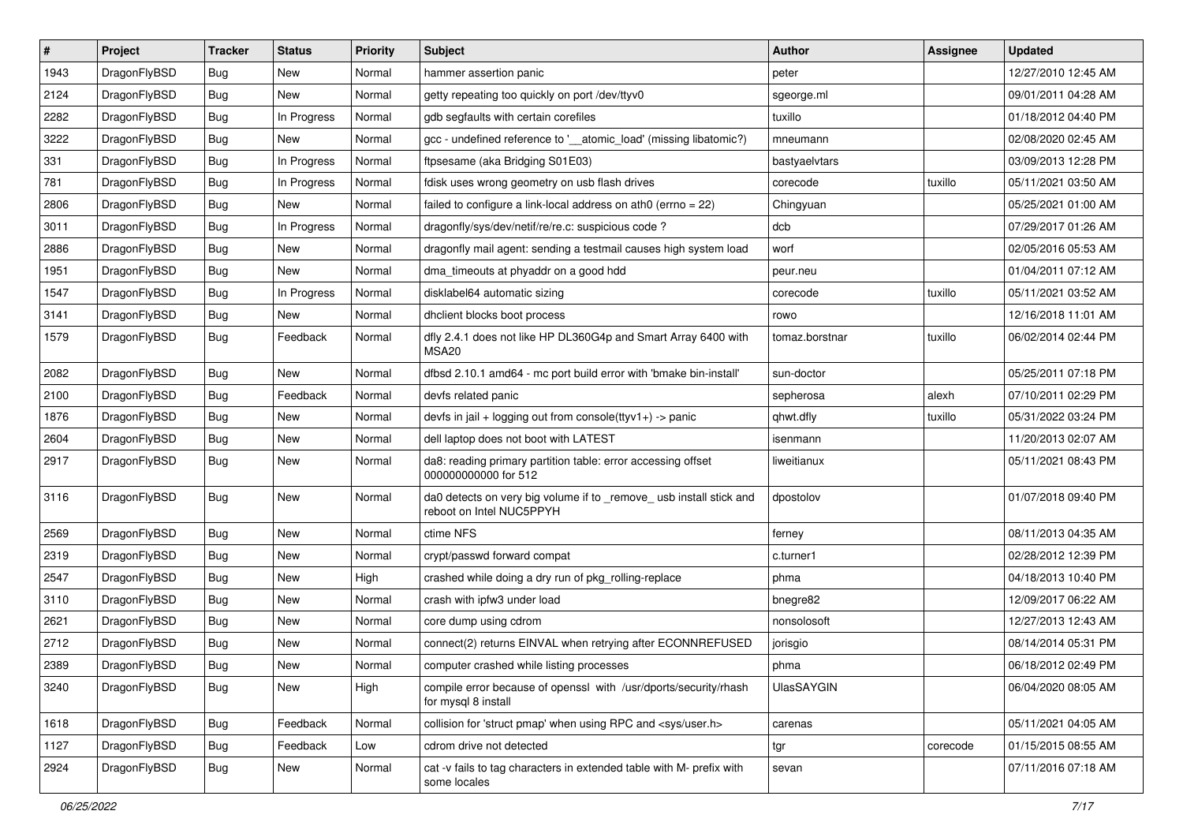| # | Project | Tracker | Status | Priority | Subject | Author | Assignee | Updated |
|---|---|---|---|---|---|---|---|---|
| 1943 | DragonFlyBSD | Bug | New | Normal | hammer assertion panic | peter | | 12/27/2010 12:45 AM |
| 2124 | DragonFlyBSD | Bug | New | Normal | getty repeating too quickly on port /dev/ttyv0 | sgeorge.ml | | 09/01/2011 04:28 AM |
| 2282 | DragonFlyBSD | Bug | In Progress | Normal | gdb segfaults with certain corefiles | tuxillo | | 01/18/2012 04:40 PM |
| 3222 | DragonFlyBSD | Bug | New | Normal | gcc - undefined reference to '__atomic_load' (missing libatomic?) | mneumann | | 02/08/2020 02:45 AM |
| 331 | DragonFlyBSD | Bug | In Progress | Normal | ftpsesame (aka Bridging S01E03) | bastyaelvtars | | 03/09/2013 12:28 PM |
| 781 | DragonFlyBSD | Bug | In Progress | Normal | fdisk uses wrong geometry on usb flash drives | corecode | tuxillo | 05/11/2021 03:50 AM |
| 2806 | DragonFlyBSD | Bug | New | Normal | failed to configure a link-local address on ath0 (errno = 22) | Chingyuan | | 05/25/2021 01:00 AM |
| 3011 | DragonFlyBSD | Bug | In Progress | Normal | dragonfly/sys/dev/netif/re/re.c: suspicious code ? | dcb | | 07/29/2017 01:26 AM |
| 2886 | DragonFlyBSD | Bug | New | Normal | dragonfly mail agent: sending a testmail causes high system load | worf | | 02/05/2016 05:53 AM |
| 1951 | DragonFlyBSD | Bug | New | Normal | dma_timeouts at phyaddr on a good hdd | peur.neu | | 01/04/2011 07:12 AM |
| 1547 | DragonFlyBSD | Bug | In Progress | Normal | disklabel64 automatic sizing | corecode | tuxillo | 05/11/2021 03:52 AM |
| 3141 | DragonFlyBSD | Bug | New | Normal | dhclient blocks boot process | rowo | | 12/16/2018 11:01 AM |
| 1579 | DragonFlyBSD | Bug | Feedback | Normal | dfly 2.4.1 does not like HP DL360G4p and Smart Array 6400 with MSA20 | tomaz.borstnar | tuxillo | 06/02/2014 02:44 PM |
| 2082 | DragonFlyBSD | Bug | New | Normal | dfbsd 2.10.1 amd64 - mc port build error with 'bmake bin-install' | sun-doctor | | 05/25/2011 07:18 PM |
| 2100 | DragonFlyBSD | Bug | Feedback | Normal | devfs related panic | sepherosa | alexh | 07/10/2011 02:29 PM |
| 1876 | DragonFlyBSD | Bug | New | Normal | devfs in jail + logging out from console(ttyv1+) -> panic | qhwt.dfly | tuxillo | 05/31/2022 03:24 PM |
| 2604 | DragonFlyBSD | Bug | New | Normal | dell laptop does not boot with LATEST | isenmann | | 11/20/2013 02:07 AM |
| 2917 | DragonFlyBSD | Bug | New | Normal | da8: reading primary partition table: error accessing offset 000000000000 for 512 | liweitianux | | 05/11/2021 08:43 PM |
| 3116 | DragonFlyBSD | Bug | New | Normal | da0 detects on very big volume if to _remove_ usb install stick and reboot on Intel NUC5PPYH | dpostolov | | 01/07/2018 09:40 PM |
| 2569 | DragonFlyBSD | Bug | New | Normal | ctime NFS | ferney | | 08/11/2013 04:35 AM |
| 2319 | DragonFlyBSD | Bug | New | Normal | crypt/passwd forward compat | c.turner1 | | 02/28/2012 12:39 PM |
| 2547 | DragonFlyBSD | Bug | New | High | crashed while doing a dry run of pkg_rolling-replace | phma | | 04/18/2013 10:40 PM |
| 3110 | DragonFlyBSD | Bug | New | Normal | crash with ipfw3 under load | bnegre82 | | 12/09/2017 06:22 AM |
| 2621 | DragonFlyBSD | Bug | New | Normal | core dump using cdrom | nonsolosoft | | 12/27/2013 12:43 AM |
| 2712 | DragonFlyBSD | Bug | New | Normal | connect(2) returns EINVAL when retrying after ECONNREFUSED | jorisgio | | 08/14/2014 05:31 PM |
| 2389 | DragonFlyBSD | Bug | New | Normal | computer crashed while listing processes | phma | | 06/18/2012 02:49 PM |
| 3240 | DragonFlyBSD | Bug | New | High | compile error because of openssl with /usr/dports/security/rhash for mysql 8 install | UlasSAYGIN | | 06/04/2020 08:05 AM |
| 1618 | DragonFlyBSD | Bug | Feedback | Normal | collision for 'struct pmap' when using RPC and <sys/user.h> | carenas | | 05/11/2021 04:05 AM |
| 1127 | DragonFlyBSD | Bug | Feedback | Low | cdrom drive not detected | tgr | corecode | 01/15/2015 08:55 AM |
| 2924 | DragonFlyBSD | Bug | New | Normal | cat -v fails to tag characters in extended table with M- prefix with some locales | sevan | | 07/11/2016 07:18 AM |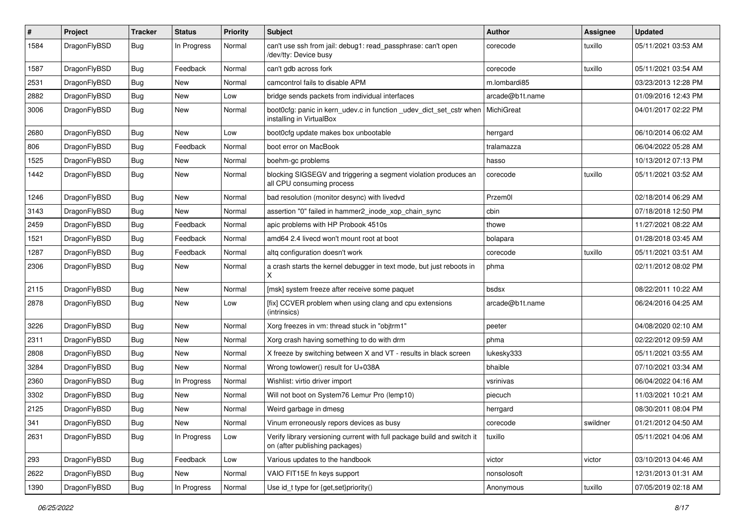| # | Project | Tracker | Status | Priority | Subject | Author | Assignee | Updated |
|---|---|---|---|---|---|---|---|---|
| 1584 | DragonFlyBSD | Bug | In Progress | Normal | can't use ssh from jail: debug1: read_passphrase: can't open /dev/tty: Device busy | corecode | tuxillo | 05/11/2021 03:53 AM |
| 1587 | DragonFlyBSD | Bug | Feedback | Normal | can't gdb across fork | corecode | tuxillo | 05/11/2021 03:54 AM |
| 2531 | DragonFlyBSD | Bug | New | Normal | camcontrol fails to disable APM | m.lombardi85 | | 03/23/2013 12:28 PM |
| 2882 | DragonFlyBSD | Bug | New | Low | bridge sends packets from individual interfaces | arcade@b1t.name | | 01/09/2016 12:43 PM |
| 3006 | DragonFlyBSD | Bug | New | Normal | boot0cfg: panic in kern_udev.c in function _udev_dict_set_cstr when installing in VirtualBox | MichiGreat | | 04/01/2017 02:22 PM |
| 2680 | DragonFlyBSD | Bug | New | Low | boot0cfg update makes box unbootable | herrgard | | 06/10/2014 06:02 AM |
| 806 | DragonFlyBSD | Bug | Feedback | Normal | boot error on MacBook | tralamazza | | 06/04/2022 05:28 AM |
| 1525 | DragonFlyBSD | Bug | New | Normal | boehm-gc problems | hasso | | 10/13/2012 07:13 PM |
| 1442 | DragonFlyBSD | Bug | New | Normal | blocking SIGSEGV and triggering a segment violation produces an all CPU consuming process | corecode | tuxillo | 05/11/2021 03:52 AM |
| 1246 | DragonFlyBSD | Bug | New | Normal | bad resolution (monitor desync) with livedvd | Przem0l | | 02/18/2014 06:29 AM |
| 3143 | DragonFlyBSD | Bug | New | Normal | assertion "0" failed in hammer2_inode_xop_chain_sync | cbin | | 07/18/2018 12:50 PM |
| 2459 | DragonFlyBSD | Bug | Feedback | Normal | apic problems with HP Probook 4510s | thowe | | 11/27/2021 08:22 AM |
| 1521 | DragonFlyBSD | Bug | Feedback | Normal | amd64 2.4 livecd won't mount root at boot | bolapara | | 01/28/2018 03:45 AM |
| 1287 | DragonFlyBSD | Bug | Feedback | Normal | altq configuration doesn't work | corecode | tuxillo | 05/11/2021 03:51 AM |
| 2306 | DragonFlyBSD | Bug | New | Normal | a crash starts the kernel debugger in text mode, but just reboots in X | phma | | 02/11/2012 08:02 PM |
| 2115 | DragonFlyBSD | Bug | New | Normal | [msk] system freeze after receive some paquet | bsdsx | | 08/22/2011 10:22 AM |
| 2878 | DragonFlyBSD | Bug | New | Low | [fix] CCVER problem when using clang and cpu extensions (intrinsics) | arcade@b1t.name | | 06/24/2016 04:25 AM |
| 3226 | DragonFlyBSD | Bug | New | Normal | Xorg freezes in vm: thread stuck in "objtrm1" | peeter | | 04/08/2020 02:10 AM |
| 2311 | DragonFlyBSD | Bug | New | Normal | Xorg crash having something to do with drm | phma | | 02/22/2012 09:59 AM |
| 2808 | DragonFlyBSD | Bug | New | Normal | X freeze by switching between X and VT - results in black screen | lukesky333 | | 05/11/2021 03:55 AM |
| 3284 | DragonFlyBSD | Bug | New | Normal | Wrong towlower() result for U+038A | bhaible | | 07/10/2021 03:34 AM |
| 2360 | DragonFlyBSD | Bug | In Progress | Normal | Wishlist: virtio driver import | vsrinivas | | 06/04/2022 04:16 AM |
| 3302 | DragonFlyBSD | Bug | New | Normal | Will not boot on System76 Lemur Pro (lemp10) | piecuch | | 11/03/2021 10:21 AM |
| 2125 | DragonFlyBSD | Bug | New | Normal | Weird garbage in dmesg | herrgard | | 08/30/2011 08:04 PM |
| 341 | DragonFlyBSD | Bug | New | Normal | Vinum erroneously repors devices as busy | corecode | swildner | 01/21/2012 04:50 AM |
| 2631 | DragonFlyBSD | Bug | In Progress | Low | Verify library versioning current with full package build and switch it on (after publishing packages) | tuxillo | | 05/11/2021 04:06 AM |
| 293 | DragonFlyBSD | Bug | Feedback | Low | Various updates to the handbook | victor | victor | 03/10/2013 04:46 AM |
| 2622 | DragonFlyBSD | Bug | New | Normal | VAIO FIT15E fn keys support | nonsolosoft | | 12/31/2013 01:31 AM |
| 1390 | DragonFlyBSD | Bug | In Progress | Normal | Use id_t type for {get,set}priority() | Anonymous | tuxillo | 07/05/2019 02:18 AM |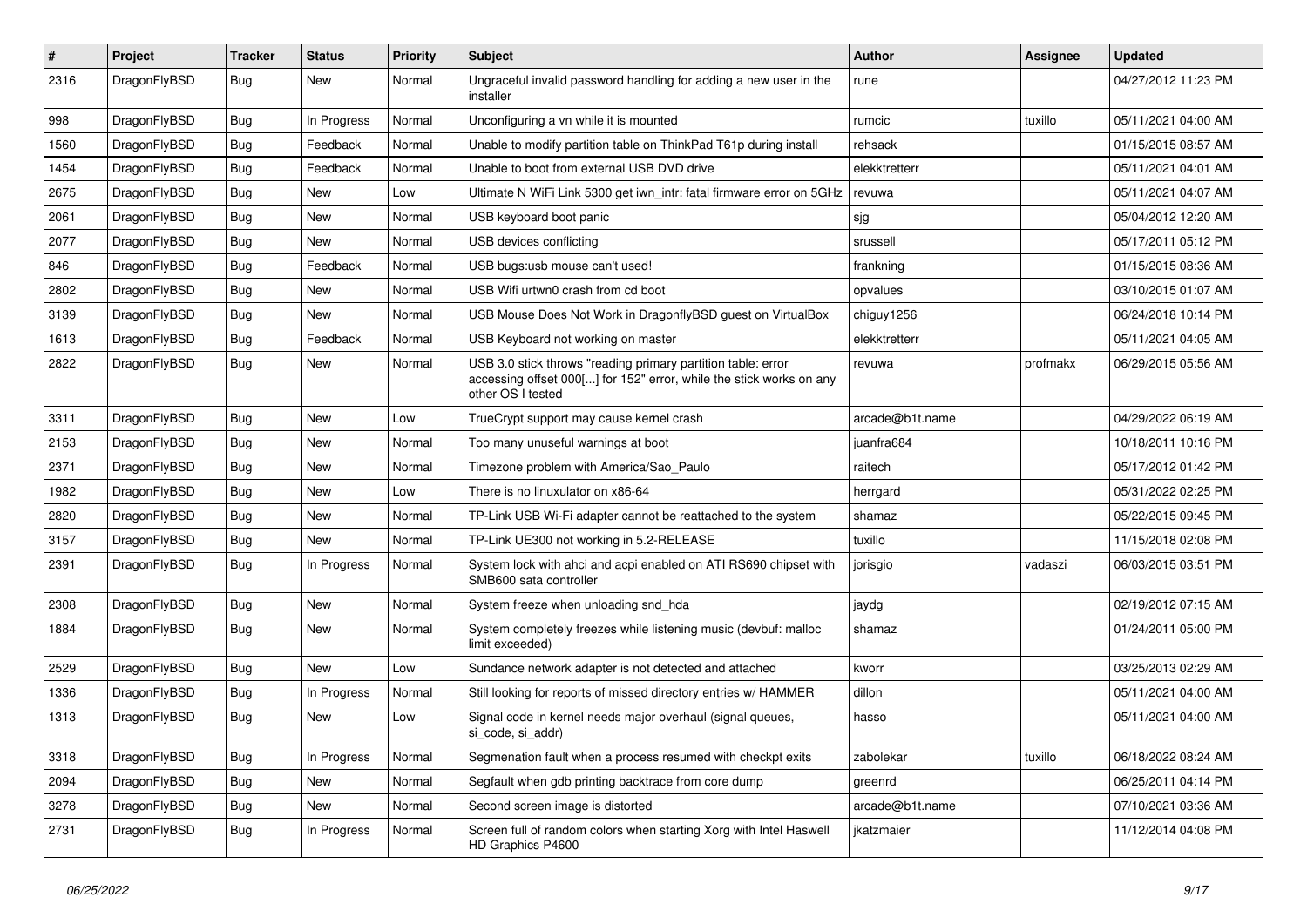| # | Project | Tracker | Status | Priority | Subject | Author | Assignee | Updated |
|---|---|---|---|---|---|---|---|---|
| 2316 | DragonFlyBSD | Bug | New | Normal | Ungraceful invalid password handling for adding a new user in the installer | rune | | 04/27/2012 11:23 PM |
| 998 | DragonFlyBSD | Bug | In Progress | Normal | Unconfiguring a vn while it is mounted | rumcic | tuxillo | 05/11/2021 04:00 AM |
| 1560 | DragonFlyBSD | Bug | Feedback | Normal | Unable to modify partition table on ThinkPad T61p during install | rehsack | | 01/15/2015 08:57 AM |
| 1454 | DragonFlyBSD | Bug | Feedback | Normal | Unable to boot from external USB DVD drive | elekktretterr | | 05/11/2021 04:01 AM |
| 2675 | DragonFlyBSD | Bug | New | Low | Ultimate N WiFi Link 5300 get iwn_intr: fatal firmware error on 5GHz | revuwa | | 05/11/2021 04:07 AM |
| 2061 | DragonFlyBSD | Bug | New | Normal | USB keyboard boot panic | sjg | | 05/04/2012 12:20 AM |
| 2077 | DragonFlyBSD | Bug | New | Normal | USB devices conflicting | srussell | | 05/17/2011 05:12 PM |
| 846 | DragonFlyBSD | Bug | Feedback | Normal | USB bugs:usb mouse can't used! | frankning | | 01/15/2015 08:36 AM |
| 2802 | DragonFlyBSD | Bug | New | Normal | USB Wifi urtwn0 crash from cd boot | opvalues | | 03/10/2015 01:07 AM |
| 3139 | DragonFlyBSD | Bug | New | Normal | USB Mouse Does Not Work in DragonflyBSD guest on VirtualBox | chiguy1256 | | 06/24/2018 10:14 PM |
| 1613 | DragonFlyBSD | Bug | Feedback | Normal | USB Keyboard not working on master | elekktretterr | | 05/11/2021 04:05 AM |
| 2822 | DragonFlyBSD | Bug | New | Normal | USB 3.0 stick throws "reading primary partition table: error accessing offset 000[...] for 152" error, while the stick works on any other OS I tested | revuwa | profmakx | 06/29/2015 05:56 AM |
| 3311 | DragonFlyBSD | Bug | New | Low | TrueCrypt support may cause kernel crash | arcade@b1t.name | | 04/29/2022 06:19 AM |
| 2153 | DragonFlyBSD | Bug | New | Normal | Too many unuseful warnings at boot | juanfra684 | | 10/18/2011 10:16 PM |
| 2371 | DragonFlyBSD | Bug | New | Normal | Timezone problem with America/Sao_Paulo | raitech | | 05/17/2012 01:42 PM |
| 1982 | DragonFlyBSD | Bug | New | Low | There is no linuxulator on x86-64 | herrgard | | 05/31/2022 02:25 PM |
| 2820 | DragonFlyBSD | Bug | New | Normal | TP-Link USB Wi-Fi adapter cannot be reattached to the system | shamaz | | 05/22/2015 09:45 PM |
| 3157 | DragonFlyBSD | Bug | New | Normal | TP-Link UE300 not working in 5.2-RELEASE | tuxillo | | 11/15/2018 02:08 PM |
| 2391 | DragonFlyBSD | Bug | In Progress | Normal | System lock with ahci and acpi enabled on ATI RS690 chipset with SMB600 sata controller | jorisgio | vadaszi | 06/03/2015 03:51 PM |
| 2308 | DragonFlyBSD | Bug | New | Normal | System freeze when unloading snd_hda | jaydg | | 02/19/2012 07:15 AM |
| 1884 | DragonFlyBSD | Bug | New | Normal | System completely freezes while listening music (devbuf: malloc limit exceeded) | shamaz | | 01/24/2011 05:00 PM |
| 2529 | DragonFlyBSD | Bug | New | Low | Sundance network adapter is not detected and attached | kworr | | 03/25/2013 02:29 AM |
| 1336 | DragonFlyBSD | Bug | In Progress | Normal | Still looking for reports of missed directory entries w/ HAMMER | dillon | | 05/11/2021 04:00 AM |
| 1313 | DragonFlyBSD | Bug | New | Low | Signal code in kernel needs major overhaul (signal queues, si_code, si_addr) | hasso | | 05/11/2021 04:00 AM |
| 3318 | DragonFlyBSD | Bug | In Progress | Normal | Segmenation fault when a process resumed with checkpt exits | zabolekar | tuxillo | 06/18/2022 08:24 AM |
| 2094 | DragonFlyBSD | Bug | New | Normal | Segfault when gdb printing backtrace from core dump | greenrd | | 06/25/2011 04:14 PM |
| 3278 | DragonFlyBSD | Bug | New | Normal | Second screen image is distorted | arcade@b1t.name | | 07/10/2021 03:36 AM |
| 2731 | DragonFlyBSD | Bug | In Progress | Normal | Screen full of random colors when starting Xorg with Intel Haswell HD Graphics P4600 | jkatzmaier | | 11/12/2014 04:08 PM |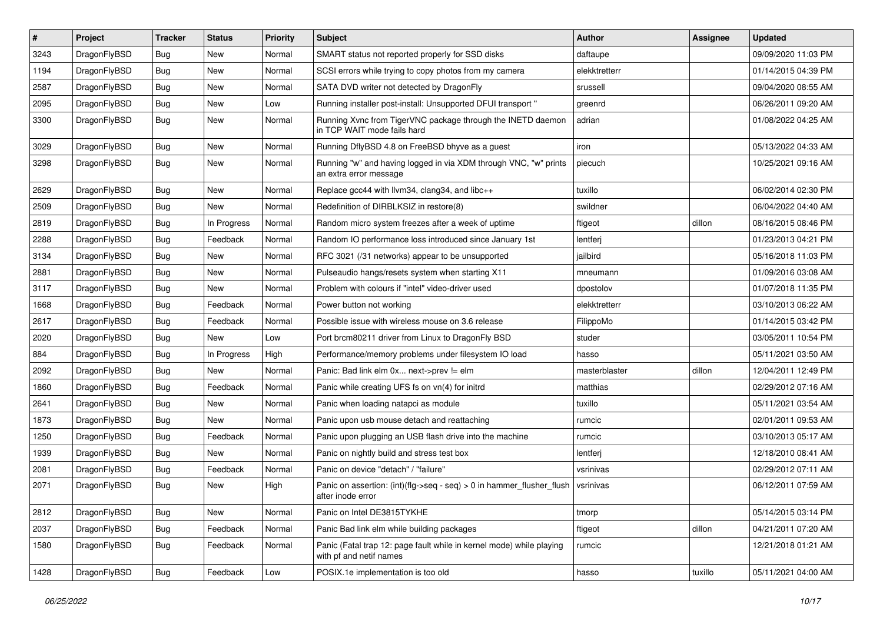| # | Project | Tracker | Status | Priority | Subject | Author | Assignee | Updated |
| --- | --- | --- | --- | --- | --- | --- | --- | --- |
| 3243 | DragonFlyBSD | Bug | New | Normal | SMART status not reported properly for SSD disks | daftaupe | | 09/09/2020 11:03 PM |
| 1194 | DragonFlyBSD | Bug | New | Normal | SCSI errors while trying to copy photos from my camera | elekktretterr | | 01/14/2015 04:39 PM |
| 2587 | DragonFlyBSD | Bug | New | Normal | SATA DVD writer not detected by DragonFly | srussell | | 09/04/2020 08:55 AM |
| 2095 | DragonFlyBSD | Bug | New | Low | Running installer post-install: Unsupported DFUI transport " | greenrd | | 06/26/2011 09:20 AM |
| 3300 | DragonFlyBSD | Bug | New | Normal | Running Xvnc from TigerVNC package through the INETD daemon in TCP WAIT mode fails hard | adrian | | 01/08/2022 04:25 AM |
| 3029 | DragonFlyBSD | Bug | New | Normal | Running DflyBSD 4.8 on FreeBSD bhyve as a guest | iron | | 05/13/2022 04:33 AM |
| 3298 | DragonFlyBSD | Bug | New | Normal | Running "w" and having logged in via XDM through VNC, "w" prints an extra error message | piecuch | | 10/25/2021 09:16 AM |
| 2629 | DragonFlyBSD | Bug | New | Normal | Replace gcc44 with llvm34, clang34, and libc++ | tuxillo | | 06/02/2014 02:30 PM |
| 2509 | DragonFlyBSD | Bug | New | Normal | Redefinition of DIRBLKSIZ in restore(8) | swildner | | 06/04/2022 04:40 AM |
| 2819 | DragonFlyBSD | Bug | In Progress | Normal | Random micro system freezes after a week of uptime | ftigeot | dillon | 08/16/2015 08:46 PM |
| 2288 | DragonFlyBSD | Bug | Feedback | Normal | Random IO performance loss introduced since January 1st | lentferj | | 01/23/2013 04:21 PM |
| 3134 | DragonFlyBSD | Bug | New | Normal | RFC 3021 (/31 networks) appear to be unsupported | jailbird | | 05/16/2018 11:03 PM |
| 2881 | DragonFlyBSD | Bug | New | Normal | Pulseaudio hangs/resets system when starting X11 | mneumann | | 01/09/2016 03:08 AM |
| 3117 | DragonFlyBSD | Bug | New | Normal | Problem with colours if "intel" video-driver used | dpostolov | | 01/07/2018 11:35 PM |
| 1668 | DragonFlyBSD | Bug | Feedback | Normal | Power button not working | elekktretterr | | 03/10/2013 06:22 AM |
| 2617 | DragonFlyBSD | Bug | Feedback | Normal | Possible issue with wireless mouse on 3.6 release | FilippoMo | | 01/14/2015 03:42 PM |
| 2020 | DragonFlyBSD | Bug | New | Low | Port brcm80211 driver from Linux to DragonFly BSD | studer | | 03/05/2011 10:54 PM |
| 884 | DragonFlyBSD | Bug | In Progress | High | Performance/memory problems under filesystem IO load | hasso | | 05/11/2021 03:50 AM |
| 2092 | DragonFlyBSD | Bug | New | Normal | Panic: Bad link elm 0x... next->prev != elm | masterblaster | dillon | 12/04/2011 12:49 PM |
| 1860 | DragonFlyBSD | Bug | Feedback | Normal | Panic while creating UFS fs on vn(4) for initrd | matthias | | 02/29/2012 07:16 AM |
| 2641 | DragonFlyBSD | Bug | New | Normal | Panic when loading natapci as module | tuxillo | | 05/11/2021 03:54 AM |
| 1873 | DragonFlyBSD | Bug | New | Normal | Panic upon usb mouse detach and reattaching | rumcic | | 02/01/2011 09:53 AM |
| 1250 | DragonFlyBSD | Bug | Feedback | Normal | Panic upon plugging an USB flash drive into the machine | rumcic | | 03/10/2013 05:17 AM |
| 1939 | DragonFlyBSD | Bug | New | Normal | Panic on nightly build and stress test box | lentferj | | 12/18/2010 08:41 AM |
| 2081 | DragonFlyBSD | Bug | Feedback | Normal | Panic on device "detach" / "failure" | vsrinivas | | 02/29/2012 07:11 AM |
| 2071 | DragonFlyBSD | Bug | New | High | Panic on assertion: (int)(flg->seq - seq) > 0 in hammer_flusher_flush after inode error | vsrinivas | | 06/12/2011 07:59 AM |
| 2812 | DragonFlyBSD | Bug | New | Normal | Panic on Intel DE3815TYKHE | tmorp | | 05/14/2015 03:14 PM |
| 2037 | DragonFlyBSD | Bug | Feedback | Normal | Panic Bad link elm while building packages | ftigeot | dillon | 04/21/2011 07:20 AM |
| 1580 | DragonFlyBSD | Bug | Feedback | Normal | Panic (Fatal trap 12: page fault while in kernel mode) while playing with pf and netif names | rumcic | | 12/21/2018 01:21 AM |
| 1428 | DragonFlyBSD | Bug | Feedback | Low | POSIX.1e implementation is too old | hasso | tuxillo | 05/11/2021 04:00 AM |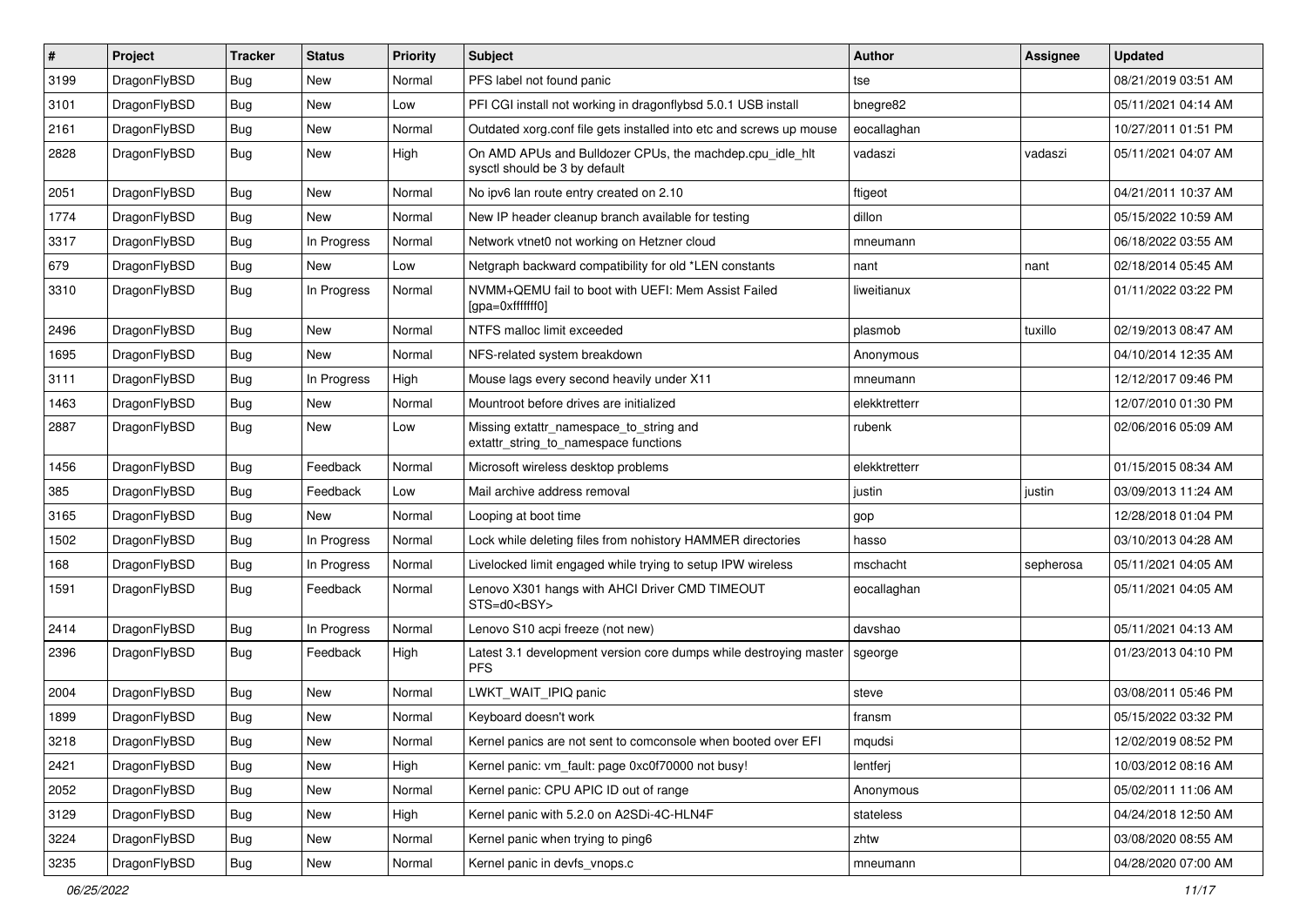| # | Project | Tracker | Status | Priority | Subject | Author | Assignee | Updated |
|---|---|---|---|---|---|---|---|---|
| 3199 | DragonFlyBSD | Bug | New | Normal | PFS label not found panic | tse | | 08/21/2019 03:51 AM |
| 3101 | DragonFlyBSD | Bug | New | Low | PFI CGI install not working in dragonflybsd 5.0.1 USB install | bnegre82 | | 05/11/2021 04:14 AM |
| 2161 | DragonFlyBSD | Bug | New | Normal | Outdated xorg.conf file gets installed into etc and screws up mouse | eocallaghan | | 10/27/2011 01:51 PM |
| 2828 | DragonFlyBSD | Bug | New | High | On AMD APUs and Bulldozer CPUs, the machdep.cpu_idle_hlt sysctl should be 3 by default | vadaszi | vadaszi | 05/11/2021 04:07 AM |
| 2051 | DragonFlyBSD | Bug | New | Normal | No ipv6 lan route entry created on 2.10 | ftigeot | | 04/21/2011 10:37 AM |
| 1774 | DragonFlyBSD | Bug | New | Normal | New IP header cleanup branch available for testing | dillon | | 05/15/2022 10:59 AM |
| 3317 | DragonFlyBSD | Bug | In Progress | Normal | Network vtnet0 not working on Hetzner cloud | mneumann | | 06/18/2022 03:55 AM |
| 679 | DragonFlyBSD | Bug | New | Low | Netgraph backward compatibility for old *LEN constants | nant | nant | 02/18/2014 05:45 AM |
| 3310 | DragonFlyBSD | Bug | In Progress | Normal | NVMM+QEMU fail to boot with UEFI: Mem Assist Failed [gpa=0xfffffff0] | liweitianux | | 01/11/2022 03:22 PM |
| 2496 | DragonFlyBSD | Bug | New | Normal | NTFS malloc limit exceeded | plasmob | tuxillo | 02/19/2013 08:47 AM |
| 1695 | DragonFlyBSD | Bug | New | Normal | NFS-related system breakdown | Anonymous | | 04/10/2014 12:35 AM |
| 3111 | DragonFlyBSD | Bug | In Progress | High | Mouse lags every second heavily under X11 | mneumann | | 12/12/2017 09:46 PM |
| 1463 | DragonFlyBSD | Bug | New | Normal | Mountroot before drives are initialized | elekktretterr | | 12/07/2010 01:30 PM |
| 2887 | DragonFlyBSD | Bug | New | Low | Missing extattr_namespace_to_string and extattr_string_to_namespace functions | rubenk | | 02/06/2016 05:09 AM |
| 1456 | DragonFlyBSD | Bug | Feedback | Normal | Microsoft wireless desktop problems | elekktretterr | | 01/15/2015 08:34 AM |
| 385 | DragonFlyBSD | Bug | Feedback | Low | Mail archive address removal | justin | justin | 03/09/2013 11:24 AM |
| 3165 | DragonFlyBSD | Bug | New | Normal | Looping at boot time | gop | | 12/28/2018 01:04 PM |
| 1502 | DragonFlyBSD | Bug | In Progress | Normal | Lock while deleting files from nohistory HAMMER directories | hasso | | 03/10/2013 04:28 AM |
| 168 | DragonFlyBSD | Bug | In Progress | Normal | Livelocked limit engaged while trying to setup IPW wireless | mschacht | sepherosa | 05/11/2021 04:05 AM |
| 1591 | DragonFlyBSD | Bug | Feedback | Normal | Lenovo X301 hangs with AHCI Driver CMD TIMEOUT STS=d0<BSY> | eocallaghan | | 05/11/2021 04:05 AM |
| 2414 | DragonFlyBSD | Bug | In Progress | Normal | Lenovo S10 acpi freeze (not new) | davshao | | 05/11/2021 04:13 AM |
| 2396 | DragonFlyBSD | Bug | Feedback | High | Latest 3.1 development version core dumps while destroying master PFS | sgeorge | | 01/23/2013 04:10 PM |
| 2004 | DragonFlyBSD | Bug | New | Normal | LWKT_WAIT_IPIQ panic | steve | | 03/08/2011 05:46 PM |
| 1899 | DragonFlyBSD | Bug | New | Normal | Keyboard doesn't work | fransm | | 05/15/2022 03:32 PM |
| 3218 | DragonFlyBSD | Bug | New | Normal | Kernel panics are not sent to comconsole when booted over EFI | mqudsi | | 12/02/2019 08:52 PM |
| 2421 | DragonFlyBSD | Bug | New | High | Kernel panic: vm_fault: page 0xc0f70000 not busy! | lentferj | | 10/03/2012 08:16 AM |
| 2052 | DragonFlyBSD | Bug | New | Normal | Kernel panic: CPU APIC ID out of range | Anonymous | | 05/02/2011 11:06 AM |
| 3129 | DragonFlyBSD | Bug | New | High | Kernel panic with 5.2.0 on A2SDi-4C-HLN4F | stateless | | 04/24/2018 12:50 AM |
| 3224 | DragonFlyBSD | Bug | New | Normal | Kernel panic when trying to ping6 | zhtw | | 03/08/2020 08:55 AM |
| 3235 | DragonFlyBSD | Bug | New | Normal | Kernel panic in devfs_vnops.c | mneumann | | 04/28/2020 07:00 AM |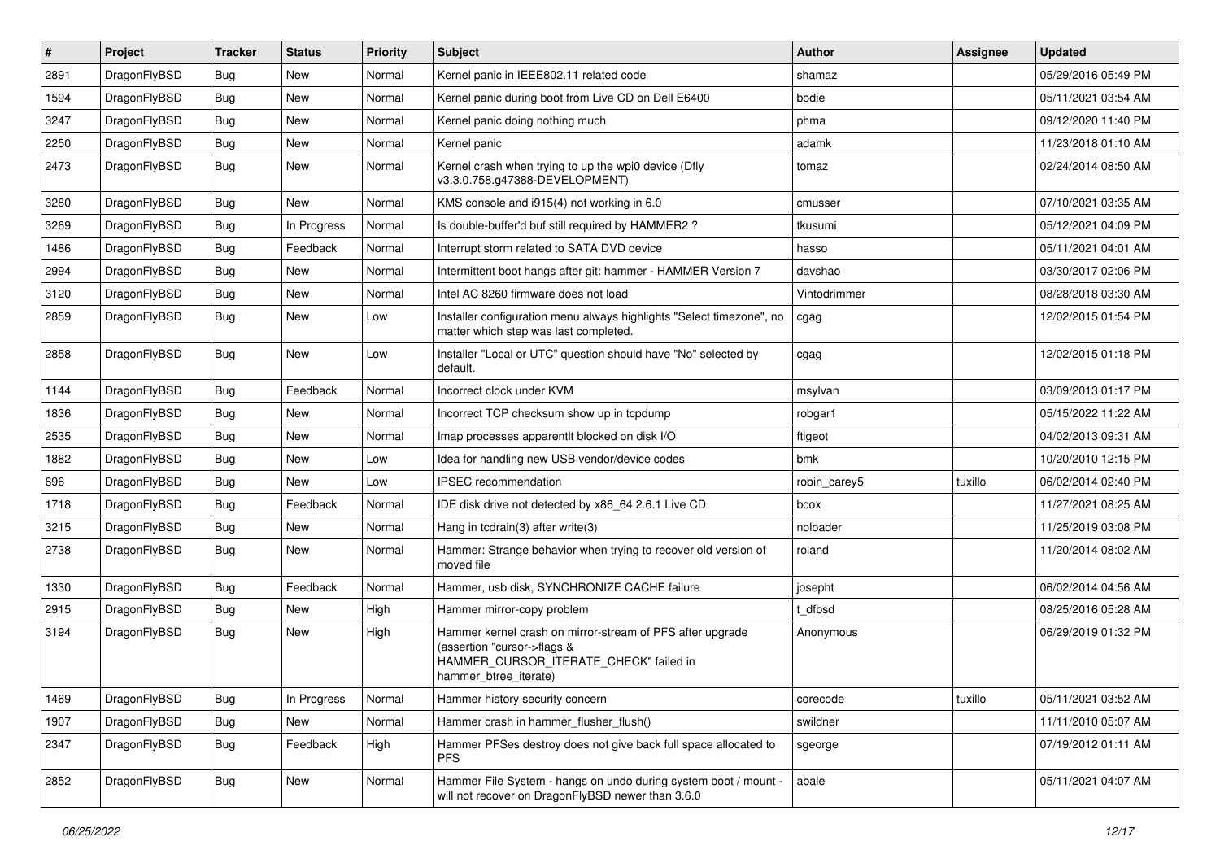| # | Project | Tracker | Status | Priority | Subject | Author | Assignee | Updated |
|---|---|---|---|---|---|---|---|---|
| 2891 | DragonFlyBSD | Bug | New | Normal | Kernel panic in IEEE802.11 related code | shamaz | | 05/29/2016 05:49 PM |
| 1594 | DragonFlyBSD | Bug | New | Normal | Kernel panic during boot from Live CD on Dell E6400 | bodie | | 05/11/2021 03:54 AM |
| 3247 | DragonFlyBSD | Bug | New | Normal | Kernel panic doing nothing much | phma | | 09/12/2020 11:40 PM |
| 2250 | DragonFlyBSD | Bug | New | Normal | Kernel panic | adamk | | 11/23/2018 01:10 AM |
| 2473 | DragonFlyBSD | Bug | New | Normal | Kernel crash when trying to up the wpi0 device (Dfly v3.3.0.758.g47388-DEVELOPMENT) | tomaz | | 02/24/2014 08:50 AM |
| 3280 | DragonFlyBSD | Bug | New | Normal | KMS console and i915(4) not working in 6.0 | cmusser | | 07/10/2021 03:35 AM |
| 3269 | DragonFlyBSD | Bug | In Progress | Normal | Is double-buffer'd buf still required by HAMMER2 ? | tkusumi | | 05/12/2021 04:09 PM |
| 1486 | DragonFlyBSD | Bug | Feedback | Normal | Interrupt storm related to SATA DVD device | hasso | | 05/11/2021 04:01 AM |
| 2994 | DragonFlyBSD | Bug | New | Normal | Intermittent boot hangs after git: hammer - HAMMER Version 7 | davshao | | 03/30/2017 02:06 PM |
| 3120 | DragonFlyBSD | Bug | New | Normal | Intel AC 8260 firmware does not load | Vintodrimmer | | 08/28/2018 03:30 AM |
| 2859 | DragonFlyBSD | Bug | New | Low | Installer configuration menu always highlights "Select timezone", no matter which step was last completed. | cgag | | 12/02/2015 01:54 PM |
| 2858 | DragonFlyBSD | Bug | New | Low | Installer "Local or UTC" question should have "No" selected by default. | cgag | | 12/02/2015 01:18 PM |
| 1144 | DragonFlyBSD | Bug | Feedback | Normal | Incorrect clock under KVM | msylvan | | 03/09/2013 01:17 PM |
| 1836 | DragonFlyBSD | Bug | New | Normal | Incorrect TCP checksum show up in tcpdump | robgar1 | | 05/15/2022 11:22 AM |
| 2535 | DragonFlyBSD | Bug | New | Normal | Imap processes apparentlt blocked on disk I/O | ftigeot | | 04/02/2013 09:31 AM |
| 1882 | DragonFlyBSD | Bug | New | Low | Idea for handling new USB vendor/device codes | bmk | | 10/20/2010 12:15 PM |
| 696 | DragonFlyBSD | Bug | New | Low | IPSEC recommendation | robin_carey5 | tuxillo | 06/02/2014 02:40 PM |
| 1718 | DragonFlyBSD | Bug | Feedback | Normal | IDE disk drive not detected by x86_64 2.6.1 Live CD | bcox | | 11/27/2021 08:25 AM |
| 3215 | DragonFlyBSD | Bug | New | Normal | Hang in tcdrain(3) after write(3) | noloader | | 11/25/2019 03:08 PM |
| 2738 | DragonFlyBSD | Bug | New | Normal | Hammer: Strange behavior when trying to recover old version of moved file | roland | | 11/20/2014 08:02 AM |
| 1330 | DragonFlyBSD | Bug | Feedback | Normal | Hammer, usb disk, SYNCHRONIZE CACHE failure | josepht | | 06/02/2014 04:56 AM |
| 2915 | DragonFlyBSD | Bug | New | High | Hammer mirror-copy problem | t_dfbsd | | 08/25/2016 05:28 AM |
| 3194 | DragonFlyBSD | Bug | New | High | Hammer kernel crash on mirror-stream of PFS after upgrade (assertion "cursor->flags & HAMMER_CURSOR_ITERATE_CHECK" failed in hammer_btree_iterate) | Anonymous | | 06/29/2019 01:32 PM |
| 1469 | DragonFlyBSD | Bug | In Progress | Normal | Hammer history security concern | corecode | tuxillo | 05/11/2021 03:52 AM |
| 1907 | DragonFlyBSD | Bug | New | Normal | Hammer crash in hammer_flusher_flush() | swildner | | 11/11/2010 05:07 AM |
| 2347 | DragonFlyBSD | Bug | Feedback | High | Hammer PFSes destroy does not give back full space allocated to PFS | sgeorge | | 07/19/2012 01:11 AM |
| 2852 | DragonFlyBSD | Bug | New | Normal | Hammer File System - hangs on undo during system boot / mount - will not recover on DragonFlyBSD newer than 3.6.0 | abale | | 05/11/2021 04:07 AM |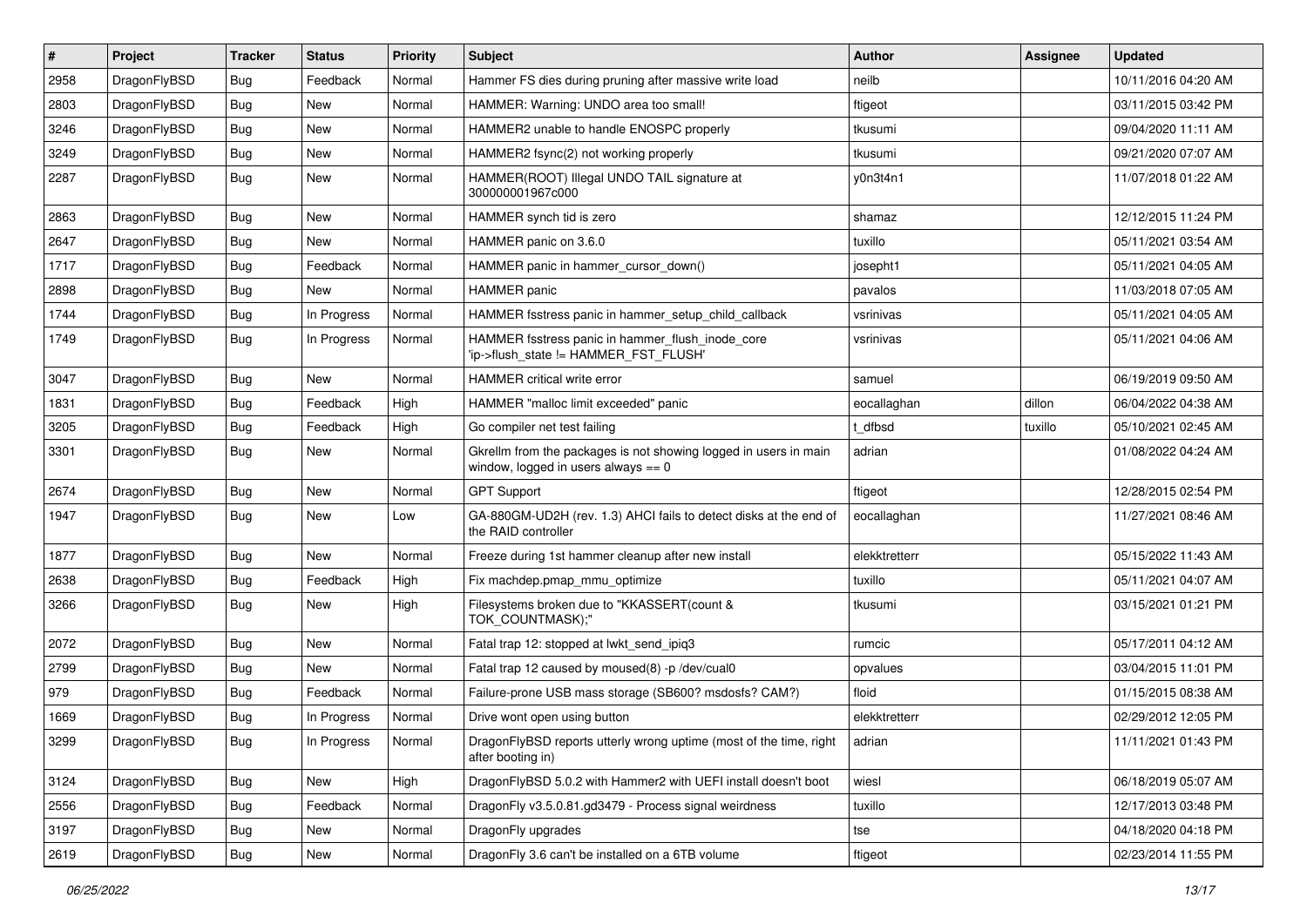| # | Project | Tracker | Status | Priority | Subject | Author | Assignee | Updated |
|---|---|---|---|---|---|---|---|---|
| 2958 | DragonFlyBSD | Bug | Feedback | Normal | Hammer FS dies during pruning after massive write load | neilb | | 10/11/2016 04:20 AM |
| 2803 | DragonFlyBSD | Bug | New | Normal | HAMMER: Warning: UNDO area too small! | ftigeot | | 03/11/2015 03:42 PM |
| 3246 | DragonFlyBSD | Bug | New | Normal | HAMMER2 unable to handle ENOSPC properly | tkusumi | | 09/04/2020 11:11 AM |
| 3249 | DragonFlyBSD | Bug | New | Normal | HAMMER2 fsync(2) not working properly | tkusumi | | 09/21/2020 07:07 AM |
| 2287 | DragonFlyBSD | Bug | New | Normal | HAMMER(ROOT) Illegal UNDO TAIL signature at 300000001967c000 | y0n3t4n1 | | 11/07/2018 01:22 AM |
| 2863 | DragonFlyBSD | Bug | New | Normal | HAMMER synch tid is zero | shamaz | | 12/12/2015 11:24 PM |
| 2647 | DragonFlyBSD | Bug | New | Normal | HAMMER panic on 3.6.0 | tuxillo | | 05/11/2021 03:54 AM |
| 1717 | DragonFlyBSD | Bug | Feedback | Normal | HAMMER panic in hammer_cursor_down() | josepht1 | | 05/11/2021 04:05 AM |
| 2898 | DragonFlyBSD | Bug | New | Normal | HAMMER panic | pavalos | | 11/03/2018 07:05 AM |
| 1744 | DragonFlyBSD | Bug | In Progress | Normal | HAMMER fsstress panic in hammer_setup_child_callback | vsrinivas | | 05/11/2021 04:05 AM |
| 1749 | DragonFlyBSD | Bug | In Progress | Normal | HAMMER fsstress panic in hammer_flush_inode_core 'ip->flush_state != HAMMER_FST_FLUSH' | vsrinivas | | 05/11/2021 04:06 AM |
| 3047 | DragonFlyBSD | Bug | New | Normal | HAMMER critical write error | samuel | | 06/19/2019 09:50 AM |
| 1831 | DragonFlyBSD | Bug | Feedback | High | HAMMER "malloc limit exceeded" panic | eocallaghan | dillon | 06/04/2022 04:38 AM |
| 3205 | DragonFlyBSD | Bug | Feedback | High | Go compiler net test failing | t_dfbsd | tuxillo | 05/10/2021 02:45 AM |
| 3301 | DragonFlyBSD | Bug | New | Normal | Gkrellm from the packages is not showing logged in users in main window, logged in users always == 0 | adrian | | 01/08/2022 04:24 AM |
| 2674 | DragonFlyBSD | Bug | New | Normal | GPT Support | ftigeot | | 12/28/2015 02:54 PM |
| 1947 | DragonFlyBSD | Bug | New | Low | GA-880GM-UD2H (rev. 1.3) AHCI fails to detect disks at the end of the RAID controller | eocallaghan | | 11/27/2021 08:46 AM |
| 1877 | DragonFlyBSD | Bug | New | Normal | Freeze during 1st hammer cleanup after new install | elekktretterr | | 05/15/2022 11:43 AM |
| 2638 | DragonFlyBSD | Bug | Feedback | High | Fix machdep.pmap_mmu_optimize | tuxillo | | 05/11/2021 04:07 AM |
| 3266 | DragonFlyBSD | Bug | New | High | Filesystems broken due to "KKASSERT(count & TOK_COUNTMASK);" | tkusumi | | 03/15/2021 01:21 PM |
| 2072 | DragonFlyBSD | Bug | New | Normal | Fatal trap 12: stopped at lwkt_send_ipiq3 | rumcic | | 05/17/2011 04:12 AM |
| 2799 | DragonFlyBSD | Bug | New | Normal | Fatal trap 12 caused by moused(8) -p /dev/cual0 | opvalues | | 03/04/2015 11:01 PM |
| 979 | DragonFlyBSD | Bug | Feedback | Normal | Failure-prone USB mass storage (SB600? msdosfs? CAM?) | floid | | 01/15/2015 08:38 AM |
| 1669 | DragonFlyBSD | Bug | In Progress | Normal | Drive wont open using button | elekktretterr | | 02/29/2012 12:05 PM |
| 3299 | DragonFlyBSD | Bug | In Progress | Normal | DragonFlyBSD reports utterly wrong uptime (most of the time, right after booting in) | adrian | | 11/11/2021 01:43 PM |
| 3124 | DragonFlyBSD | Bug | New | High | DragonFlyBSD 5.0.2 with Hammer2 with UEFI install doesn't boot | wiesl | | 06/18/2019 05:07 AM |
| 2556 | DragonFlyBSD | Bug | Feedback | Normal | DragonFly v3.5.0.81.gd3479 - Process signal weirdness | tuxillo | | 12/17/2013 03:48 PM |
| 3197 | DragonFlyBSD | Bug | New | Normal | DragonFly upgrades | tse | | 04/18/2020 04:18 PM |
| 2619 | DragonFlyBSD | Bug | New | Normal | DragonFly 3.6 can't be installed on a 6TB volume | ftigeot | | 02/23/2014 11:55 PM |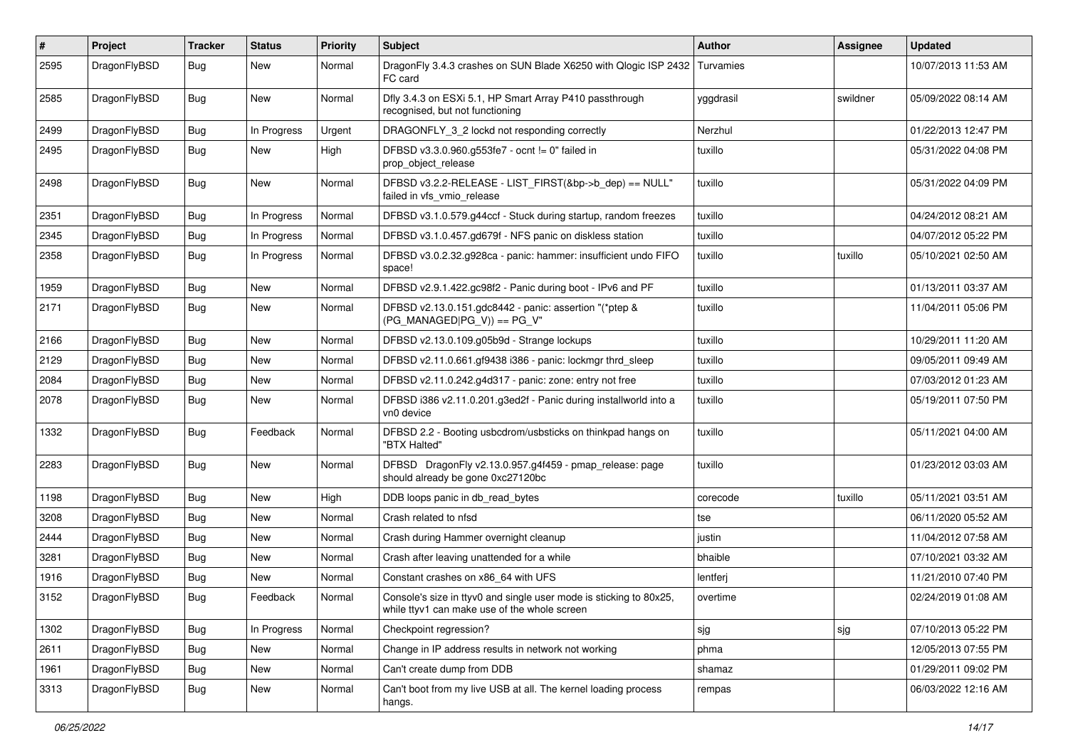| # | Project | Tracker | Status | Priority | Subject | Author | Assignee | Updated |
|---|---|---|---|---|---|---|---|---|
| 2595 | DragonFlyBSD | Bug | New | Normal | DragonFly 3.4.3 crashes on SUN Blade X6250 with Qlogic ISP 2432 FC card | Turvamies | | 10/07/2013 11:53 AM |
| 2585 | DragonFlyBSD | Bug | New | Normal | Dfly 3.4.3 on ESXi 5.1, HP Smart Array P410 passthrough recognised, but not functioning | yggdrasil | swildner | 05/09/2022 08:14 AM |
| 2499 | DragonFlyBSD | Bug | In Progress | Urgent | DRAGONFLY_3_2 lockd not responding correctly | Nerzhul | | 01/22/2013 12:47 PM |
| 2495 | DragonFlyBSD | Bug | New | High | DFBSD v3.3.0.960.g553fe7 - ocnt != 0" failed in prop_object_release | tuxillo | | 05/31/2022 04:08 PM |
| 2498 | DragonFlyBSD | Bug | New | Normal | DFBSD v3.2.2-RELEASE - LIST_FIRST(&bp->b_dep) == NULL" failed in vfs_vmio_release | tuxillo | | 05/31/2022 04:09 PM |
| 2351 | DragonFlyBSD | Bug | In Progress | Normal | DFBSD v3.1.0.579.g44ccf - Stuck during startup, random freezes | tuxillo | | 04/24/2012 08:21 AM |
| 2345 | DragonFlyBSD | Bug | In Progress | Normal | DFBSD v3.1.0.457.gd679f - NFS panic on diskless station | tuxillo | | 04/07/2012 05:22 PM |
| 2358 | DragonFlyBSD | Bug | In Progress | Normal | DFBSD v3.0.2.32.g928ca - panic: hammer: insufficient undo FIFO space! | tuxillo | tuxillo | 05/10/2021 02:50 AM |
| 1959 | DragonFlyBSD | Bug | New | Normal | DFBSD v2.9.1.422.gc98f2 - Panic during boot - IPv6 and PF | tuxillo | | 01/13/2011 03:37 AM |
| 2171 | DragonFlyBSD | Bug | New | Normal | DFBSD v2.13.0.151.gdc8442 - panic: assertion "(*ptep & (PG_MANAGED\|PG_V)) == PG_V" | tuxillo | | 11/04/2011 05:06 PM |
| 2166 | DragonFlyBSD | Bug | New | Normal | DFBSD v2.13.0.109.g05b9d - Strange lockups | tuxillo | | 10/29/2011 11:20 AM |
| 2129 | DragonFlyBSD | Bug | New | Normal | DFBSD v2.11.0.661.gf9438 i386 - panic: lockmgr thrd_sleep | tuxillo | | 09/05/2011 09:49 AM |
| 2084 | DragonFlyBSD | Bug | New | Normal | DFBSD v2.11.0.242.g4d317 - panic: zone: entry not free | tuxillo | | 07/03/2012 01:23 AM |
| 2078 | DragonFlyBSD | Bug | New | Normal | DFBSD i386 v2.11.0.201.g3ed2f - Panic during installworld into a vn0 device | tuxillo | | 05/19/2011 07:50 PM |
| 1332 | DragonFlyBSD | Bug | Feedback | Normal | DFBSD 2.2 - Booting usbcdrom/usbsticks on thinkpad hangs on "BTX Halted" | tuxillo | | 05/11/2021 04:00 AM |
| 2283 | DragonFlyBSD | Bug | New | Normal | DFBSD DragonFly v2.13.0.957.g4f459 - pmap_release: page should already be gone 0xc27120bc | tuxillo | | 01/23/2012 03:03 AM |
| 1198 | DragonFlyBSD | Bug | New | High | DDB loops panic in db_read_bytes | corecode | tuxillo | 05/11/2021 03:51 AM |
| 3208 | DragonFlyBSD | Bug | New | Normal | Crash related to nfsd | tse | | 06/11/2020 05:52 AM |
| 2444 | DragonFlyBSD | Bug | New | Normal | Crash during Hammer overnight cleanup | justin | | 11/04/2012 07:58 AM |
| 3281 | DragonFlyBSD | Bug | New | Normal | Crash after leaving unattended for a while | bhaible | | 07/10/2021 03:32 AM |
| 1916 | DragonFlyBSD | Bug | New | Normal | Constant crashes on x86_64 with UFS | lentferj | | 11/21/2010 07:40 PM |
| 3152 | DragonFlyBSD | Bug | Feedback | Normal | Console's size in ttyv0 and single user mode is sticking to 80x25, while ttyv1 can make use of the whole screen | overtime | | 02/24/2019 01:08 AM |
| 1302 | DragonFlyBSD | Bug | In Progress | Normal | Checkpoint regression? | sjg | sjg | 07/10/2013 05:22 PM |
| 2611 | DragonFlyBSD | Bug | New | Normal | Change in IP address results in network not working | phma | | 12/05/2013 07:55 PM |
| 1961 | DragonFlyBSD | Bug | New | Normal | Can't create dump from DDB | shamaz | | 01/29/2011 09:02 PM |
| 3313 | DragonFlyBSD | Bug | New | Normal | Can't boot from my live USB at all. The kernel loading process hangs. | rempas | | 06/03/2022 12:16 AM |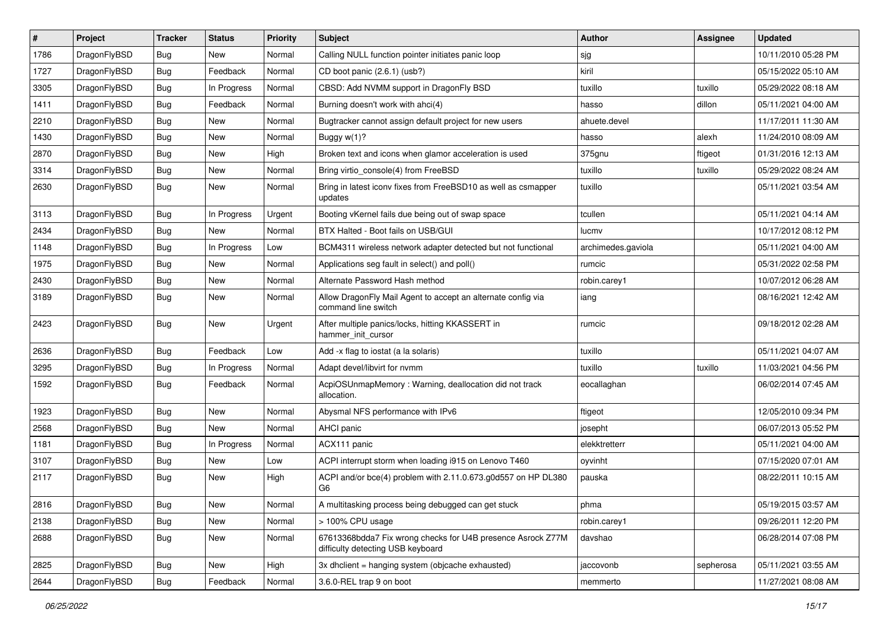| # | Project | Tracker | Status | Priority | Subject | Author | Assignee | Updated |
| --- | --- | --- | --- | --- | --- | --- | --- | --- |
| 1786 | DragonFlyBSD | Bug | New | Normal | Calling NULL function pointer initiates panic loop | sjg | | 10/11/2010 05:28 PM |
| 1727 | DragonFlyBSD | Bug | Feedback | Normal | CD boot panic (2.6.1) (usb?) | kiril | | 05/15/2022 05:10 AM |
| 3305 | DragonFlyBSD | Bug | In Progress | Normal | CBSD: Add NVMM support in DragonFly BSD | tuxillo | tuxillo | 05/29/2022 08:18 AM |
| 1411 | DragonFlyBSD | Bug | Feedback | Normal | Burning doesn't work with ahci(4) | hasso | dillon | 05/11/2021 04:00 AM |
| 2210 | DragonFlyBSD | Bug | New | Normal | Bugtracker cannot assign default project for new users | ahuete.devel | | 11/17/2011 11:30 AM |
| 1430 | DragonFlyBSD | Bug | New | Normal | Buggy w(1)? | hasso | alexh | 11/24/2010 08:09 AM |
| 2870 | DragonFlyBSD | Bug | New | High | Broken text and icons when glamor acceleration is used | 375gnu | ftigeot | 01/31/2016 12:13 AM |
| 3314 | DragonFlyBSD | Bug | New | Normal | Bring virtio_console(4) from FreeBSD | tuxillo | tuxillo | 05/29/2022 08:24 AM |
| 2630 | DragonFlyBSD | Bug | New | Normal | Bring in latest iconv fixes from FreeBSD10 as well as csmapper updates | tuxillo | | 05/11/2021 03:54 AM |
| 3113 | DragonFlyBSD | Bug | In Progress | Urgent | Booting vKernel fails due being out of swap space | tcullen | | 05/11/2021 04:14 AM |
| 2434 | DragonFlyBSD | Bug | New | Normal | BTX Halted - Boot fails on USB/GUI | lucmv | | 10/17/2012 08:12 PM |
| 1148 | DragonFlyBSD | Bug | In Progress | Low | BCM4311 wireless network adapter detected but not functional | archimedes.gaviola | | 05/11/2021 04:00 AM |
| 1975 | DragonFlyBSD | Bug | New | Normal | Applications seg fault in select() and poll() | rumcic | | 05/31/2022 02:58 PM |
| 2430 | DragonFlyBSD | Bug | New | Normal | Alternate Password Hash method | robin.carey1 | | 10/07/2012 06:28 AM |
| 3189 | DragonFlyBSD | Bug | New | Normal | Allow DragonFly Mail Agent to accept an alternate config via command line switch | iang | | 08/16/2021 12:42 AM |
| 2423 | DragonFlyBSD | Bug | New | Urgent | After multiple panics/locks, hitting KKASSERT in hammer_init_cursor | rumcic | | 09/18/2012 02:28 AM |
| 2636 | DragonFlyBSD | Bug | Feedback | Low | Add -x flag to iostat (a la solaris) | tuxillo | | 05/11/2021 04:07 AM |
| 3295 | DragonFlyBSD | Bug | In Progress | Normal | Adapt devel/libvirt for nvmm | tuxillo | tuxillo | 11/03/2021 04:56 PM |
| 1592 | DragonFlyBSD | Bug | Feedback | Normal | AcpiOSUnmapMemory : Warning, deallocation did not track allocation. | eocallaghan | | 06/02/2014 07:45 AM |
| 1923 | DragonFlyBSD | Bug | New | Normal | Abysmal NFS performance with IPv6 | ftigeot | | 12/05/2010 09:34 PM |
| 2568 | DragonFlyBSD | Bug | New | Normal | AHCI panic | josepht | | 06/07/2013 05:52 PM |
| 1181 | DragonFlyBSD | Bug | In Progress | Normal | ACX111 panic | elekktretterr | | 05/11/2021 04:00 AM |
| 3107 | DragonFlyBSD | Bug | New | Low | ACPI interrupt storm when loading i915 on Lenovo T460 | oyvinht | | 07/15/2020 07:01 AM |
| 2117 | DragonFlyBSD | Bug | New | High | ACPI and/or bce(4) problem with 2.11.0.673.g0d557 on HP DL380 G6 | pauska | | 08/22/2011 10:15 AM |
| 2816 | DragonFlyBSD | Bug | New | Normal | A multitasking process being debugged can get stuck | phma | | 05/19/2015 03:57 AM |
| 2138 | DragonFlyBSD | Bug | New | Normal | > 100% CPU usage | robin.carey1 | | 09/26/2011 12:20 PM |
| 2688 | DragonFlyBSD | Bug | New | Normal | 67613368bdda7 Fix wrong checks for U4B presence Asrock Z77M difficulty detecting USB keyboard | davshao | | 06/28/2014 07:08 PM |
| 2825 | DragonFlyBSD | Bug | New | High | 3x dhclient = hanging system (objcache exhausted) | jaccovonb | sepherosa | 05/11/2021 03:55 AM |
| 2644 | DragonFlyBSD | Bug | Feedback | Normal | 3.6.0-REL trap 9 on boot | memmerto | | 11/27/2021 08:08 AM |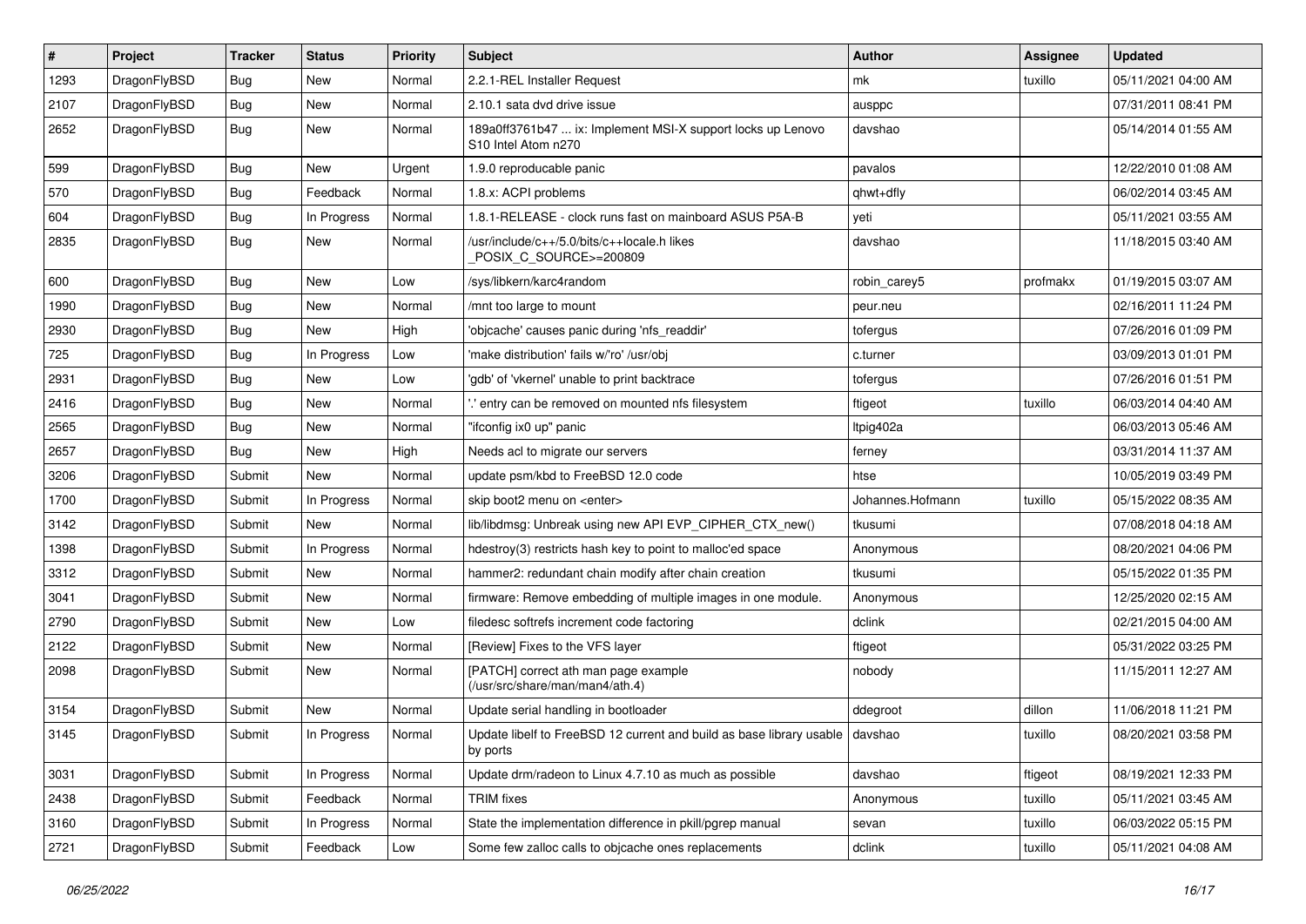| # | Project | Tracker | Status | Priority | Subject | Author | Assignee | Updated |
|---|---|---|---|---|---|---|---|---|
| 1293 | DragonFlyBSD | Bug | New | Normal | 2.2.1-REL Installer Request | mk | tuxillo | 05/11/2021 04:00 AM |
| 2107 | DragonFlyBSD | Bug | New | Normal | 2.10.1 sata dvd drive issue | ausppc | | 07/31/2011 08:41 PM |
| 2652 | DragonFlyBSD | Bug | New | Normal | 189a0ff3761b47 ... ix: Implement MSI-X support locks up Lenovo S10 Intel Atom n270 | davshao | | 05/14/2014 01:55 AM |
| 599 | DragonFlyBSD | Bug | New | Urgent | 1.9.0 reproducable panic | pavalos | | 12/22/2010 01:08 AM |
| 570 | DragonFlyBSD | Bug | Feedback | Normal | 1.8.x: ACPI problems | qhwt+dfly | | 06/02/2014 03:45 AM |
| 604 | DragonFlyBSD | Bug | In Progress | Normal | 1.8.1-RELEASE - clock runs fast on mainboard ASUS P5A-B | yeti | | 05/11/2021 03:55 AM |
| 2835 | DragonFlyBSD | Bug | New | Normal | /usr/include/c++/5.0/bits/c++locale.h likes _POSIX_C_SOURCE>=200809 | davshao | | 11/18/2015 03:40 AM |
| 600 | DragonFlyBSD | Bug | New | Low | /sys/libkern/karc4random | robin_carey5 | profmakx | 01/19/2015 03:07 AM |
| 1990 | DragonFlyBSD | Bug | New | Normal | /mnt too large to mount | peur.neu | | 02/16/2011 11:24 PM |
| 2930 | DragonFlyBSD | Bug | New | High | 'objcache' causes panic during 'nfs_readdir' | tofergus | | 07/26/2016 01:09 PM |
| 725 | DragonFlyBSD | Bug | In Progress | Low | 'make distribution' fails w/'ro' /usr/obj | c.turner | | 03/09/2013 01:01 PM |
| 2931 | DragonFlyBSD | Bug | New | Low | 'gdb' of 'vkernel' unable to print backtrace | tofergus | | 07/26/2016 01:51 PM |
| 2416 | DragonFlyBSD | Bug | New | Normal | '.' entry can be removed on mounted nfs filesystem | ftigeot | tuxillo | 06/03/2014 04:40 AM |
| 2565 | DragonFlyBSD | Bug | New | Normal | "ifconfig ix0 up" panic | ltpig402a | | 06/03/2013 05:46 AM |
| 2657 | DragonFlyBSD | Bug | New | High | Needs acl to migrate our servers | ferney | | 03/31/2014 11:37 AM |
| 3206 | DragonFlyBSD | Submit | New | Normal | update psm/kbd to FreeBSD 12.0 code | htse | | 10/05/2019 03:49 PM |
| 1700 | DragonFlyBSD | Submit | In Progress | Normal | skip boot2 menu on <enter> | Johannes.Hofmann | tuxillo | 05/15/2022 08:35 AM |
| 3142 | DragonFlyBSD | Submit | New | Normal | lib/libdmsg: Unbreak using new API EVP_CIPHER_CTX_new() | tkusumi | | 07/08/2018 04:18 AM |
| 1398 | DragonFlyBSD | Submit | In Progress | Normal | hdestroy(3) restricts hash key to point to malloc'ed space | Anonymous | | 08/20/2021 04:06 PM |
| 3312 | DragonFlyBSD | Submit | New | Normal | hammer2: redundant chain modify after chain creation | tkusumi | | 05/15/2022 01:35 PM |
| 3041 | DragonFlyBSD | Submit | New | Normal | firmware: Remove embedding of multiple images in one module. | Anonymous | | 12/25/2020 02:15 AM |
| 2790 | DragonFlyBSD | Submit | New | Low | filedesc softrefs increment code factoring | dclink | | 02/21/2015 04:00 AM |
| 2122 | DragonFlyBSD | Submit | New | Normal | [Review] Fixes to the VFS layer | ftigeot | | 05/31/2022 03:25 PM |
| 2098 | DragonFlyBSD | Submit | New | Normal | [PATCH] correct ath man page example (/usr/src/share/man/man4/ath.4) | nobody | | 11/15/2011 12:27 AM |
| 3154 | DragonFlyBSD | Submit | New | Normal | Update serial handling in bootloader | ddegroot | dillon | 11/06/2018 11:21 PM |
| 3145 | DragonFlyBSD | Submit | In Progress | Normal | Update libelf to FreeBSD 12 current and build as base library usable by ports | davshao | tuxillo | 08/20/2021 03:58 PM |
| 3031 | DragonFlyBSD | Submit | In Progress | Normal | Update drm/radeon to Linux 4.7.10 as much as possible | davshao | ftigeot | 08/19/2021 12:33 PM |
| 2438 | DragonFlyBSD | Submit | Feedback | Normal | TRIM fixes | Anonymous | tuxillo | 05/11/2021 03:45 AM |
| 3160 | DragonFlyBSD | Submit | In Progress | Normal | State the implementation difference in pkill/pgrep manual | sevan | tuxillo | 06/03/2022 05:15 PM |
| 2721 | DragonFlyBSD | Submit | Feedback | Low | Some few zalloc calls to objcache ones replacements | dclink | tuxillo | 05/11/2021 04:08 AM |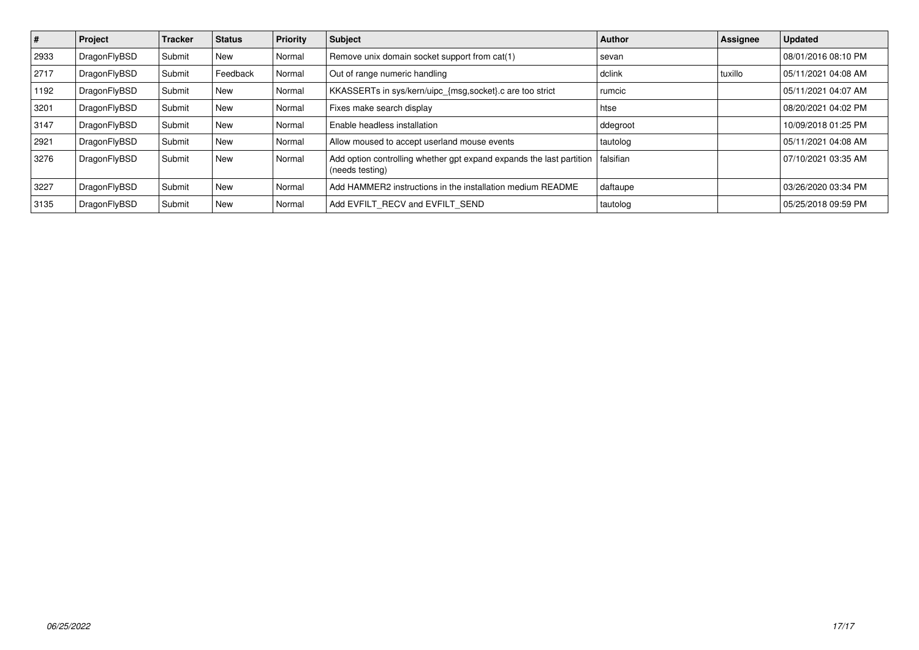| # | Project | Tracker | Status | Priority | Subject | Author | Assignee | Updated |
|---|---|---|---|---|---|---|---|---|
| 2933 | DragonFlyBSD | Submit | New | Normal | Remove unix domain socket support from cat(1) | sevan | | 08/01/2016 08:10 PM |
| 2717 | DragonFlyBSD | Submit | Feedback | Normal | Out of range numeric handling | dclink | tuxillo | 05/11/2021 04:08 AM |
| 1192 | DragonFlyBSD | Submit | New | Normal | KKASSERTs in sys/kern/uipc_{msg,socket}.c are too strict | rumcic | | 05/11/2021 04:07 AM |
| 3201 | DragonFlyBSD | Submit | New | Normal | Fixes make search display | htse | | 08/20/2021 04:02 PM |
| 3147 | DragonFlyBSD | Submit | New | Normal | Enable headless installation | ddegroot | | 10/09/2018 01:25 PM |
| 2921 | DragonFlyBSD | Submit | New | Normal | Allow moused to accept userland mouse events | tautolog | | 05/11/2021 04:08 AM |
| 3276 | DragonFlyBSD | Submit | New | Normal | Add option controlling whether gpt expand expands the last partition (needs testing) | falsifian | | 07/10/2021 03:35 AM |
| 3227 | DragonFlyBSD | Submit | New | Normal | Add HAMMER2 instructions in the installation medium README | daftaupe | | 03/26/2020 03:34 PM |
| 3135 | DragonFlyBSD | Submit | New | Normal | Add EVFILT_RECV and EVFILT_SEND | tautolog | | 05/25/2018 09:59 PM |